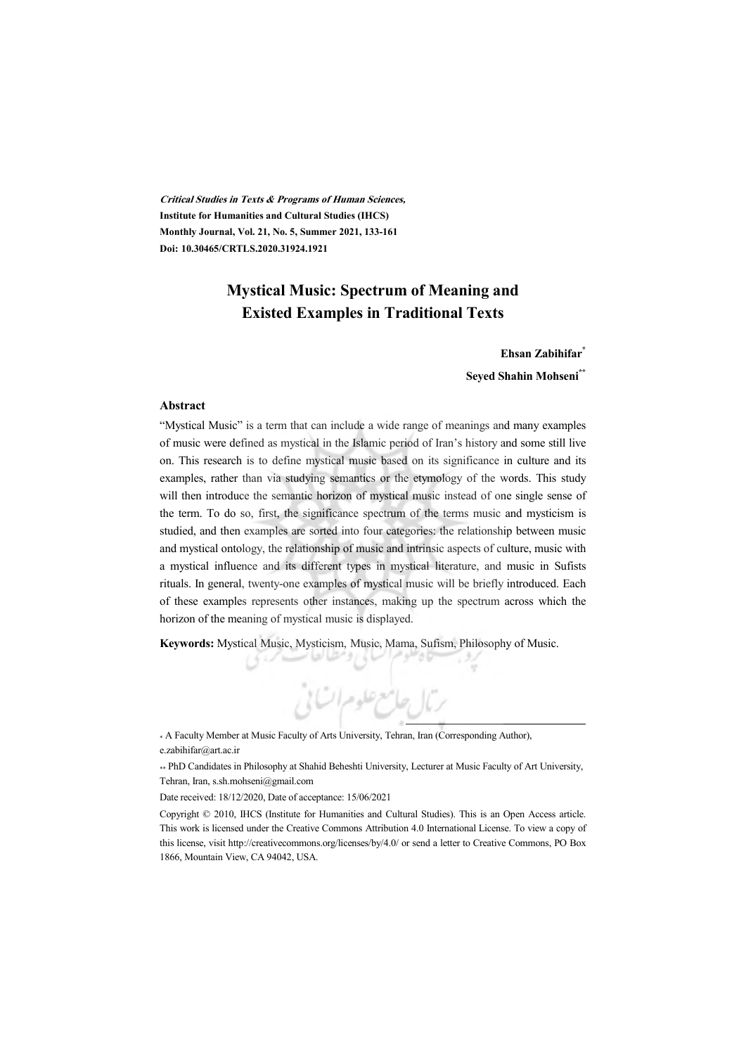***Critical Studies in Texts & Programs of Human Sciences,***
**Institute for Humanities and Cultural Studies (IHCS)**
**Monthly Journal, Vol. 21, No. 5, Summer 2021, 133-161**
**Doi: 10.30465/CRTLS.2020.31924.1921**

# Mystical Music: Spectrum of Meaning and Existed Examples in Traditional Texts

**Ehsan Zabihifar**[*]

**Seyed Shahin Mohseni**[**]

### Abstract

"Mystical Music" is a term that can include a wide range of meanings and many examples of music were defined as mystical in the Islamic period of Iran's history and some still live on. This research is to define mystical music based on its significance in culture and its examples, rather than via studying semantics or the etymology of the words. This study will then introduce the semantic horizon of mystical music instead of one single sense of the term. To do so, first, the significance spectrum of the terms music and mysticism is studied, and then examples are sorted into four categories: the relationship between music and mystical ontology, the relationship of music and intrinsic aspects of culture, music with a mystical influence and its different types in mystical literature, and music in Sufists rituals. In general, twenty-one examples of mystical music will be briefly introduced. Each of these examples represents other instances, making up the spectrum across which the horizon of the meaning of mystical music is displayed.

**Keywords:** Mystical Music, Mysticism, Music, Mama, Sufism, Philosophy of Music.

---

[*] A Faculty Member at Music Faculty of Arts University, Tehran, Iran (Corresponding Author), e.zabihifar@art.ac.ir

[**] PhD Candidates in Philosophy at Shahid Beheshti University, Lecturer at Music Faculty of Art University, Tehran, Iran, s.sh.mohseni@gmail.com

Date received: 18/12/2020, Date of acceptance: 15/06/2021

Copyright © 2010, IHCS (Institute for Humanities and Cultural Studies). This is an Open Access article. This work is licensed under the Creative Commons Attribution 4.0 International License. To view a copy of this license, visit http://creativecommons.org/licenses/by/4.0/ or send a letter to Creative Commons, PO Box 1866, Mountain View, CA 94042, USA.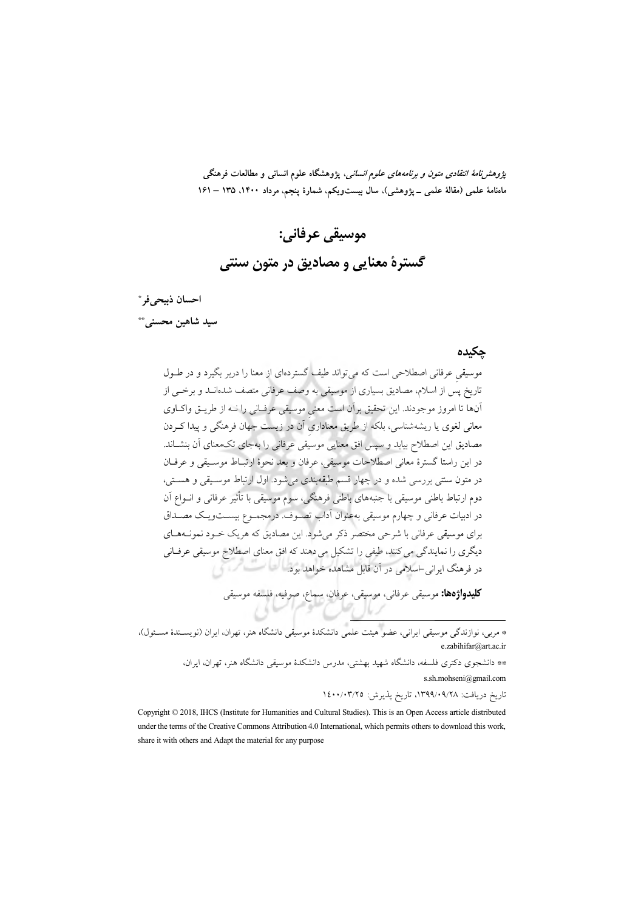*پژوهش‌نامهٔ انتقادی متون و برنامه‌های علوم انسانی*، پژوهشگاه علوم انسانی و مطالعات فرهنگی
ماه‌نامهٔ علمی (مقالهٔ علمی ـ پژوهشی)، سال بیست‌ویکم، شمارهٔ پنجم، مرداد ۱۴۰۰، ۱۳۵ – ۱۶۱

# موسیقی عرفانی:
# گسترهٔ معنایی و مصادیق در متون سنتی

**احسان ذبیحی‌فر***

**سید شاهین محسنی****

## چکیده

موسیقیِ عرفانی اصطلاحی است که می‌تواند طیف گسترده‌ای از معنا را دربر بگیرد و در طول تاریخِ پس از اسلام، مصادیق بسیاری از موسیقی به وصف عرفانی متصف شده‌اند و برخی از آن‌ها تا امروز موجودند. این تحقیق برآن است معنیِ موسیقی عرفانی را نه از طریق واکاوی معانی لغوی یا ریشه‌شناسی، بلکه از طریق معناداریِ آن در زیست جهان فرهنگی و پیدا کردن مصادیق این اصطلاح بیابد و سپس افق معنایی موسیقی عرفانی را به‌جای تک‌معنای آن بنشاند. در این راستا گسترهٔ معانی اصطلاحات موسیقی، عرفان و بعد نحوهٔ ارتباط موسیقی و عرفان در متون سنتی بررسی شده و در چهار قسم طبقه‌بندی می‌شود. اول ارتباط موسیقی و هستی، دوم ارتباط باطنی موسیقی با جنبه‌های باطنی فرهنگی، سوم موسیقی با تأثیر عرفانی و انواع آن در ادبیات عرفانی و چهارم موسیقی به‌عنوان آداب تصوف. درمجموع بیست‌ویک مصداق برای موسیقی عرفانی با شرحی مختصر ذکر می‌شود. این مصادیق که هریک خود نمونه‌های دیگری را نمایندگی می‌کنند، طیفی را تشکیل می‌دهند که افق معنای اصطلاح موسیقی عرفانی در فرهنگ ایرانی ‌–اسلامی در آن قابل مشاهده خواهد بود.

**کلیدواژه‌ها:** موسیقی عرفانی، موسیقی، عرفان، سماع، صوفیه، فلسفه موسیقی

---

* مربی، نوازندگی موسیقی ایرانی، عضو هیئت علمی دانشکدهٔ موسیقی دانشگاه هنر، تهران، ایران (نویسندهٔ مسئول)، e.zabihifar@art.ac.ir

** دانشجوی دکتری فلسفه، دانشگاه شهید بهشتی، مدرس دانشکدهٔ موسیقی دانشگاه هنر، تهران، ایران، s.sh.mohseni@gmail.com

تاریخ دریافت: ۱۳۹۹/۰۹/۲۸، تاریخ پذیرش: ۱۴۰۰/۰۳/۲۵

Copyright © 2018, IHCS (Institute for Humanities and Cultural Studies). This is an Open Access article distributed under the terms of the Creative Commons Attribution 4.0 International, which permits others to download this work, share it with others and Adapt the material for any purpose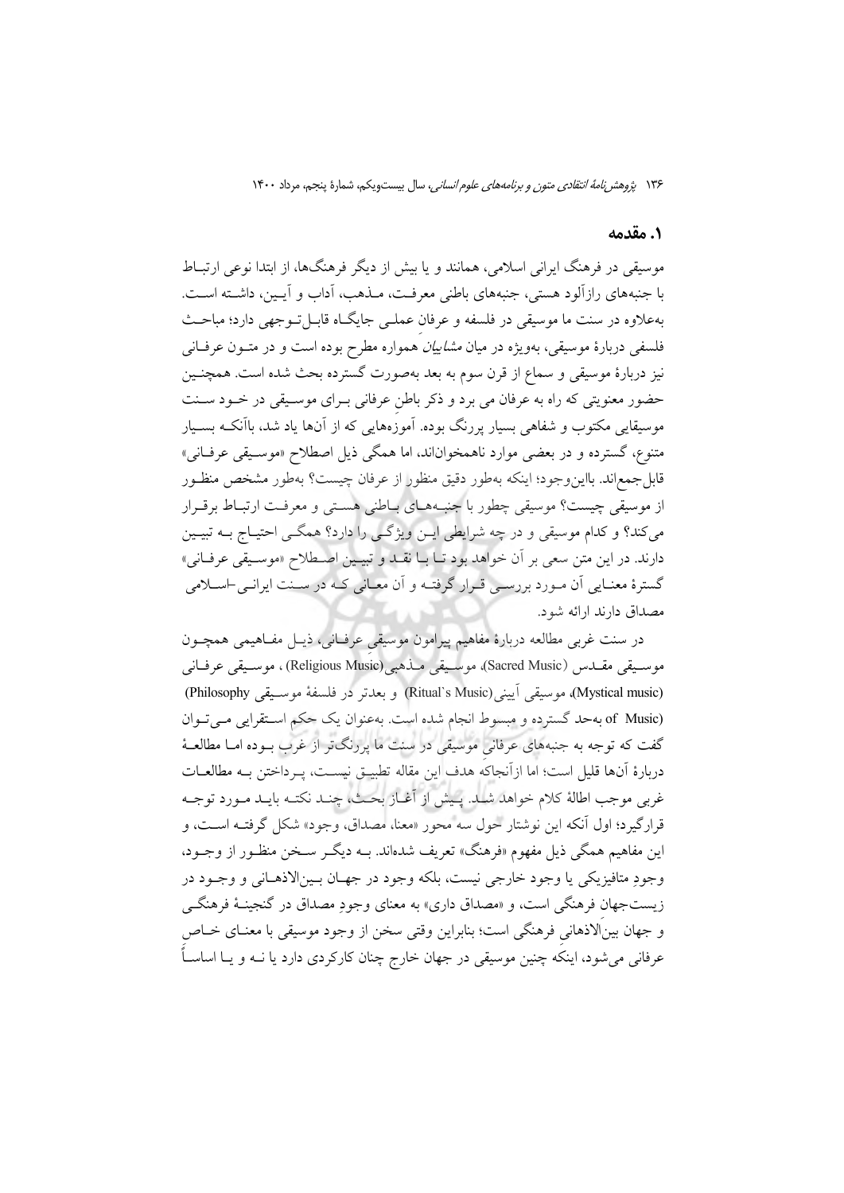## ۱. مقدمه

موسیقی در فرهنگ ایرانی اسلامی، همانند و یا بیش از دیگر فرهنگ‌ها، از ابتدا نوعی ارتباط با جنبه‌های رازآلود هستی، جنبه‌های باطنی معرفت، مذهب، آداب و آیین، داشته است. به‌علاوه در سنت ما موسیقی در فلسفه و عرفانِ عملی جایگاه قابل‌توجهی دارد؛ مباحث فلسفی دربارهٔ موسیقی، به‌ویژه در میان *مشاییان* همواره مطرح بوده است و در متون عرفانی نیز دربارهٔ موسیقی و سماع از قرن سوم به بعد به‌صورت گسترده بحث شده است. همچنین حضور معنویتی که راه به عرفان می برد و ذکر باطنِ عرفانی برای موسیقی در خود سنت موسیقایی مکتوب و شفاهی بسیار پررنگ بوده. آموزه‌هایی که از آن‌ها یاد شد، باآنکه بسیار متنوع، گسترده و در بعضی موارد ناهمخوان‌اند، اما همگی ذیل اصطلاح «موسیقی عرفانی» قابل‌جمع‌اند. بااین‌وجود؛ اینکه به‌طور دقیق منظور از عرفان چیست؟ به‌طور مشخص منظور از موسیقی چیست؟ موسیقی چطور با جنبه‌های باطنی هستی و معرفت ارتباط برقرار می‌کند؟ و کدام موسیقی و در چه شرایطی این ویژگی را دارد؟ همگی احتیاج به تبیین دارند. در این متن سعی بر آن خواهد بود تا با نقد و تبیین اصطلاح «موسیقی عرفانی» گسترهٔ معنایی آن مورد بررسی قرار گرفته و آن معانی که در سنت ایرانی–اسلامی مصداق دارند ارائه شود.

در سنت غربی مطالعه دربارهٔ مفاهیم پیرامون موسیقی عرفانی، ذیل مفاهیمی همچون موسیقی مقدس (Sacred Music)، موسیقی مذهبی(Religious Music) ، موسیقی عرفانی (Mystical music)، موسیقی آیینی(Ritual`s Music) و بعدتر در فلسفهٔ موسیقی Philosophy) (of Music به‌حد گسترده و مبسوط انجام شده است. به‌عنوان یک حکم استقرایی می‌توان گفت که توجه به جنبه‌های عرفانیِ موسیقی در سنت ما پررنگ‌تر از غرب بوده اما مطالعهٔ دربارهٔ آن‌ها قلیل است؛ اما ازآنجاکه هدف این مقاله تطبیق نیست، پرداختن به مطالعات غربی موجب اطالهٔ کلام خواهد شد. پیش از آغاز بحث، چند نکته باید مورد توجه قرارگیرد؛ اول آنکه این نوشتار حول سه محور «معنا، مصداق، وجود» شکل گرفته است، و این مفاهیم همگی ذیل مفهوم «فرهنگ» تعریف شده‌اند. به دیگر سخن منظور از وجود، وجودِ متافیزیکی یا وجود خارجی نیست، بلکه وجود در جهان بین‌الاذهانی و وجود در زیست‌جهان فرهنگی است، و «مصداق داری» به معنای وجودِ مصداق در گنجینهٔ فرهنگی و جهان بین‌الاذهانیِ فرهنگی است؛ بنابراین وقتی سخن از وجود موسیقی با معنای خاص عرفانی می‌شود، اینکه چنین موسیقی در جهان خارج چنان کارکردی دارد یا نه و یا اساساً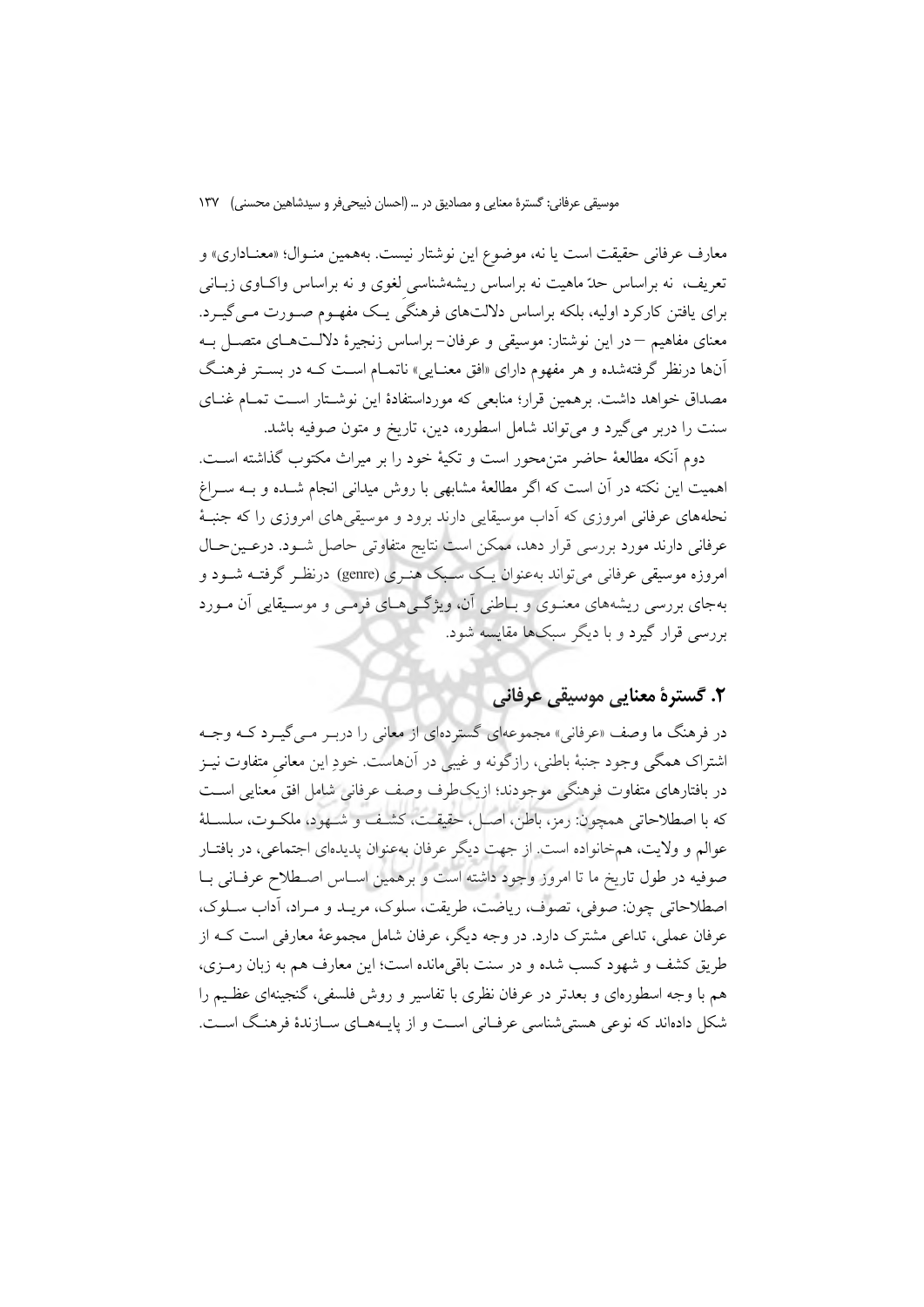معارف عرفانی حقیقت است یا نه، موضوع این نوشتار نیست. به‌همین منوال؛ «معناداری» و تعریف، نه براساس حدّ ماهیت نه براساس ریشه‌شناسی لغوی و نه براساس واکاوی زبانی برای یافتن کارکرد اولیه، بلکه براساس دلالت‌های فرهنگیِ یک مفهوم صورت می‌گیرد. معنای مفاهیم – در این نوشتار: موسیقی و عرفان- براساس زنجیرهٔ دلالت‌های متصل به آن‌ها درنظر گرفته‌شده و هر مفهوم دارای «افق معنایی» ناتمام است که در بستر فرهنگ مصداق خواهد داشت. برهمین قرار؛ منابعی که مورداستفادهٔ این نوشتار است تمام غنای سنت را دربر می‌گیرد و می‌تواند شامل اسطوره، دین، تاریخ و متون صوفیه باشد.

دوم آنکه مطالعهٔ حاضر متن‌محور است و تکیهٔ خود را بر میراث مکتوب گذاشته است. اهمیت این نکته در آن است که اگر مطالعهٔ مشابهی با روش میدانی انجام شده و به سراغ نحله‌های عرفانی امروزی که آداب موسیقایی دارند برود و موسیقی‌های امروزی را که جنبهٔ عرفانی دارند مورد بررسی قرار دهد، ممکن است نتایج متفاوتی حاصل شود. درعین‌حال امروزه موسیقی عرفانی می‌تواند به‌عنوان یک سبک هنری (genre) درنظر گرفته شود و به‌جای بررسی ریشه‌های معنوی و باطنی آن، ویژگی‌های فرمی و موسیقایی آن مورد بررسی قرار گیرد و با دیگر سبک‌ها مقایسه شود.

## ۲. گسترهٔ معنایی موسیقی عرفانی

در فرهنگ ما وصف «عرفانی» مجموعه‌ای گسترده‌ای از معانی را دربر می‌گیرد که وجه اشتراک همگی وجود جنبهٔ باطنی، رازگونه و غیبی در آن‌هاست. خودِ این معانی متفاوت نیز در بافتارهای متفاوت فرهنگی موجودند؛ ازیک‌طرف وصف عرفانی شامل افقِ معنایی است که با اصطلاحاتی همچون: رمز، باطن، اصل، حقیقت، کشف و شهود، ملکوت، سلسلهٔ عوالم و ولایت، هم‌خانواده است. از جهت دیگر عرفان به‌عنوان پدیده‌ای اجتماعی، در بافتار صوفیه در طول تاریخ ما تا امروز وجود داشته است و برهمین اساس اصطلاح عرفانی با اصطلاحاتی چون: صوفی، تصوف، ریاضت، طریقت، سلوک، مرید و مراد، آداب سلوک، عرفان عملی، تداعی مشترک دارد. در وجه دیگر، عرفان شامل مجموعهٔ معارفی است که از طریق کشف و شهود کسب شده و در سنت باقی‌مانده است؛ این معارف هم به زبان رمزی، هم با وجه اسطوره‌ای و بعدتر در عرفان نظری با تفاسیر و روش فلسفی، گنجینه‌ای عظیم را شکل داده‌اند که نوعی هستی‌شناسی عرفانی است و از پایه‌های سازندهٔ فرهنگ است.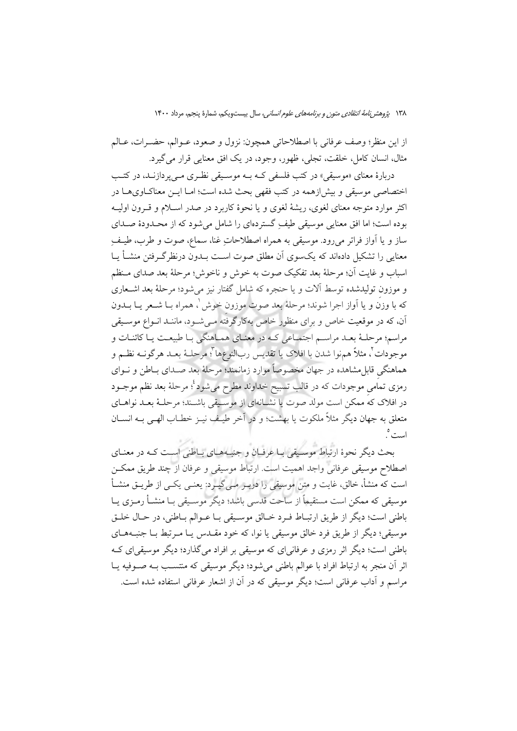از این منظر؛ وصف عرفانی با اصطلاحاتی همچون: نزول و صعود، عـوالم، حضـرات، عـالم مثال، انسان کامل، خلقت، تجلی، ظهور، وجود، در یک افق معنایی قرار می‌گیرد.

دربارهٔ معنای «موسیقی» در کتب فلسفی کـه بـه موسـیقی نظـری مـی‌پردازنـد، در کتـب اختصاصی موسیقی و بیش‌ازهمه در کتب فقهی بحث شده است؛ امـا ایـن معناکـاوی‌هـا در اکثر موارد متوجه معنای لغوی، ریشهٔ لغوی و یا نحوهٔ کاربرد در صدر اسـلام و قـرون اولیـه بوده است؛ اما افق معنایی موسیقی طیفِ گسترده‌ای را شامل می‌شود که از محـدودهٔ صـدای ساز و یا آواز فراتر می‌رود. موسیقی به همراه اصطلاحاتِ غنا، سماع، صوت و طرب، طیـفِ معنایی را تشکیل داده‌اند که یک‌سوی آن مطلق صوت اسـت بـدون درنظرگـرفتن منشـأ یـا اسباب و غایت آن؛ مرحلهٔ بعد تفکیک صوت به خوش و ناخوش؛ مرحلهٔ بعد صدای مـنظم و موزونِ تولیدشده توسط آلات و یا حنجره که شامل گفتار نیز می‌شود؛ مرحلهٔ بعد اشـعاری که با وزن و یا آواز اجرا شوند؛ مرحلهٔ بعد صوت موزون خوش[1]، همراه بـا شـعر یـا بـدون آن، که در موقعیت خاص و برای منظور خاص به‌کارگرفته مـی‌شـود، ماننـد انـواع موسـیقی مراسم؛ مرحلـهٔ بعـد مراسـم اجتمـاعی کـه در معنـای همـاهنگی بـا طبیعـت یـا کائنـات و موجودات[2]، مثلاً هم‌نوا شدن با افلاک یا تقدیس رب‌النوع‌ها[3]؛ مرحلـهٔ بعـد هرگونـه نظـم و هماهنگیِ قابل‌مشاهده در جهان مخصوصاً موارد زمانمند؛ مرحلهٔ بعد صـدای بـاطن و نـوای رمزی تمامیِ موجودات که در قالب تسبیح خداوند مطرح می‌شود[4]؛ مرحلهٔ بعد نظم موجـود در افلاک که ممکن است مولد صوت یا نشـانه‌ای از موسـیقی باشـند؛ مرحلـهٔ بعـد نواهـای متعلق به جهان دیگر مثلاً ملکوت یا بهشت؛ و در آخر طیـف نیـز خطـاب الهـی بـه انسـان است[5].

بحث دیگر نحوهٔ ارتباط موسـیقی بـا عرفـان و جنبـه‌هـای بـاطنی اسـت کـه در معنـای اصطلاح موسیقی عرفانی واجد اهمیت است. ارتباط موسیقی و عرفان از چند طریق ممکـن است که منشأ، خالق، غایت و متن موسیقی را دربـر مـی‌گیـرد: یعنـی یکـی از طریـق منشـأ موسیقی که ممکن است مستقیماً از ساحت قدسی باشد؛ دیگر موسـیقی بـا منشـأ رمـزی یـا باطنی است؛ دیگر از طریق ارتبـاط فـرد خـالق موسـیقی بـا عـوالم بـاطنی، در حـال خلـق موسیقی؛ دیگر از طریق فرد خالق موسیقی یا نوا، که خود مقـدس یـا مـرتبط بـا جنبـه‌هـای باطنی است؛ دیگر اثر رمزی و عرفانی‌ای که موسیقی بر افراد می‌گذارد؛ دیگر موسیقی‌ای کـه اثر آن منجر به ارتباط افراد با عوالم باطنی می‌شود؛ دیگر موسیقی که منتسـب بـه صـوفیه یـا مراسم و آداب عرفانی است؛ دیگر موسیقی که در آن از اشعار عرفانی استفاده شده است.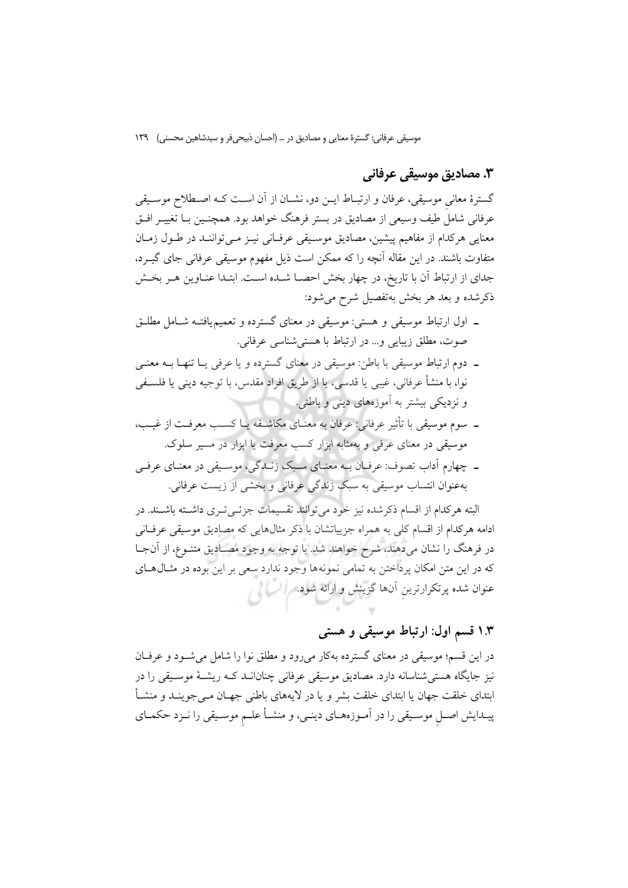## ۳. مصادیق موسیقی عرفانی

گسترهٔ معانیِ موسیقی، عرفان و ارتباط این دو، نشان از آن است که اصطلاح موسیقی عرفانی شاملِ طیف وسیعی از مصادیق در بستر فرهنگ خواهد بود. همچنین با تغییر افق معنایی هرکدام از مفاهیم پیشین، مصادیق موسیقی عرفانی نیز می‌توانند در طول زمان متفاوت باشند. در این مقاله آنچه را که ممکن است ذیل مفهوم موسیقی عرفانی جای گیرد، جدای از ارتباط آن با تاریخ، در چهار بخش احصا شده است. ابتدا عناوین هر بخش ذکرشده و بعد هر بخش به‌تفصیل شرح می‌شود:

- اول ارتباط موسیقی و هستی: موسیقی در معنای گسترده و تعمیم‌یافته شامل مطلق صوت، مطلق زیبایی و... در ارتباط با هستی‌شناسی عرفانی.
- دوم ارتباط موسیقی با باطن: موسیقی در معنای گسترده و یا عرفی یا تنها به معنی نوا، با منشأ عرفانی، غیبی یا قدسی، یا از طریق افراد مقدس، با توجیه دینی یا فلسفی و نزدیکی بیشتر به آموزه‌های دینی و باطنی.
- سوم موسیقی با تأثیر عرفانی: عرفان به معنای مکاشفه یا کسب معرفت از غیب، موسیقی در معنای عرفی و به‌مثابه ابزار کسب معرفت یا ابزار در مسیر سلوک.
- چهارم آداب تصوف: عرفان به معنای سبک زندگی، موسیقی در معنای عرفی به‌عنوان انتساب موسیقی به سبک زندگی عرفانی و بخشی از زیست عرفانی.

البته هرکدام از اقسام ذکرشده نیز خود می‌توانند تقسیمات جزئی‌تری داشته باشند. در ادامه هرکدام از اقسام کلی به همراه جزییاتشان با ذکر مثال‌هایی که مصادیق موسیقی عرفانی در فرهنگ را نشان می‌دهند، شرح خواهند شد. با توجه به وجود مصادیق متنوع، از آن‌جا که در این متن امکان پرداختن به تمامی نمونه‌ها وجود ندارد سعی بر این بوده در مثال‌های عنوان شده پرتکرارترینِ آن‌ها گزینش و ارائه شود.

### ۱.۳ قسم اول: ارتباط موسیقی و هستی

در این قسم؛ موسیقی در معنای گسترده به‌کار می‌رود و مطلق نوا را شامل می‌شود و عرفان نیز جایگاه هستی‌شناسانه دارد. مصادیق موسیقی عرفانی چنان‌اند که ریشهٔ موسیقی را در ابتدای خلقت جهان یا ابتدای خلقت بشر و یا در لایه‌های باطنی جهان می‌جویند و منشأ پیدایش اصلِ موسیقی را در آموزه‌های دینی، و منشأ علمِ موسیقی را نزد حکمای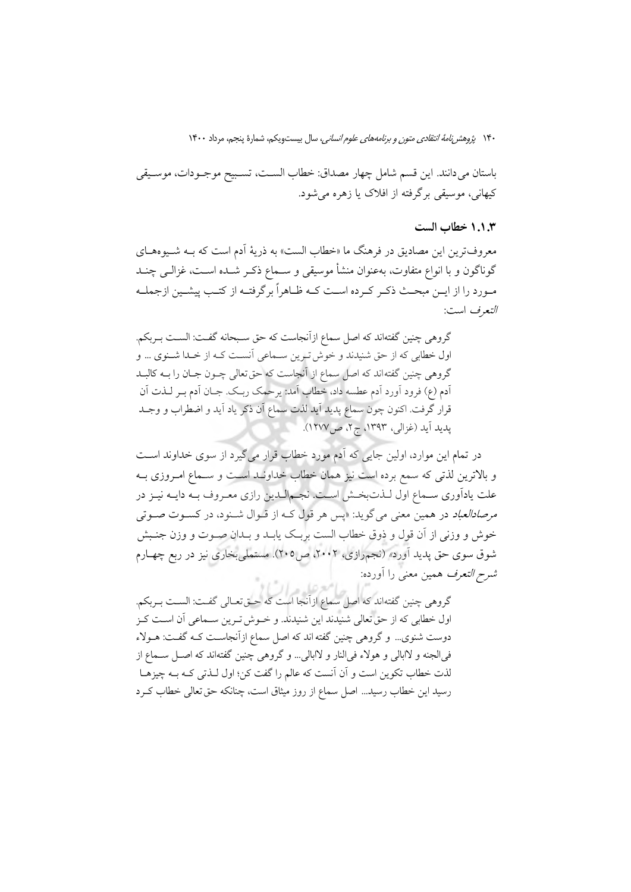باستان می‌دانند. این قسم شامل چهار مصداق: خطاب الست، تسبیح موجودات، موسیقی کیهانی، موسیقی برگرفته از افلاک یا زهره می‌شود.

### ۱.۱.۳ خطاب الست

معروف‌ترین این مصادیق در فرهنگ ما «خطاب الست» به ذریهٔ آدم است که به شیوه‌های گوناگون و با انواع متفاوت، به‌عنوان منشأ موسیقی و سماع ذکر شده است، غزالی چند مورد را از این مبحث ذکر کرده است که ظاهراً برگرفته از کتب پیشین ازجمله *التعرف* است:

> گروهی چنین گفته‌اند که اصل سماع ازآنجاست که حق سبحانه گفت: الست بربکم. اول خطابی که از حق شنیدند و خوش‌ترین سماعی آنست که از خدا شنوی ... و گروهی چنین گفته‌اند که اصل سماع از آنجاست که حق‌تعالی چون جان را به کالبد آدم (ع) فرود آورد آدم عطسه داد، خطاب آمد: یرحمک ربک. جان آدم بر لذت آن قرار گرفت. اکنون چون سماع پدید آید لذت سماع آن ذکر یاد آید و اضطراب و وجد پدید آید (غزالی، ۱۳۹۳، ج۲، ص۱۲۷۷).

در تمام این موارد، اولین جایی که آدم مورد خطاب قرار می‌گیرد از سوی خداوند است و بالاترین لذتی که سمع برده است نیز همان خطاب خداوند است و سماع امروزی به علت یادآوری سماع اول لذت‌بخش است. نجم‌الدین رازی معروف به دایه نیز در *مرصادالعباد* در همین معنی می‌گوید: «پس هر قول که از قوال شنود، در کسوت صوتی خوش و وزنی از آن قول و ذوق خطاب الست بربک یابد و بدان صوت و وزن جنبش شوق سوی حق پدید آورد» (نجم‌رازی، ۲۰۰۲، ص۲۰۵). مستملی‌بخاری نیز در ربع چهارم *شرح التعرف* همین معنی را آورده:

> گروهی چنین گفته‌اند که اصل سماع ازآنجا است که حق‌تعالی گفت: الست بربکم. اول خطابی که از حق‌تعالی شنیدند این شنیدند. و خوش‌ترین سماعی آن است کز دوست شنوی... و گروهی چنین گفته اند که اصل سماع ازآنجاست که گفت: هولاء فی‌الجنه و لاابالی و هولاء فی‌النار و لاابالی... و گروهی چنین گفته‌اند که اصل سماع از لذت خطاب تکوین است و آن آنست که عالم را گفت کن؛ اول لذتی که به چیزها رسید این خطاب رسید... اصل سماع از روز میثاق است، چنانکه حق‌تعالی خطاب کرد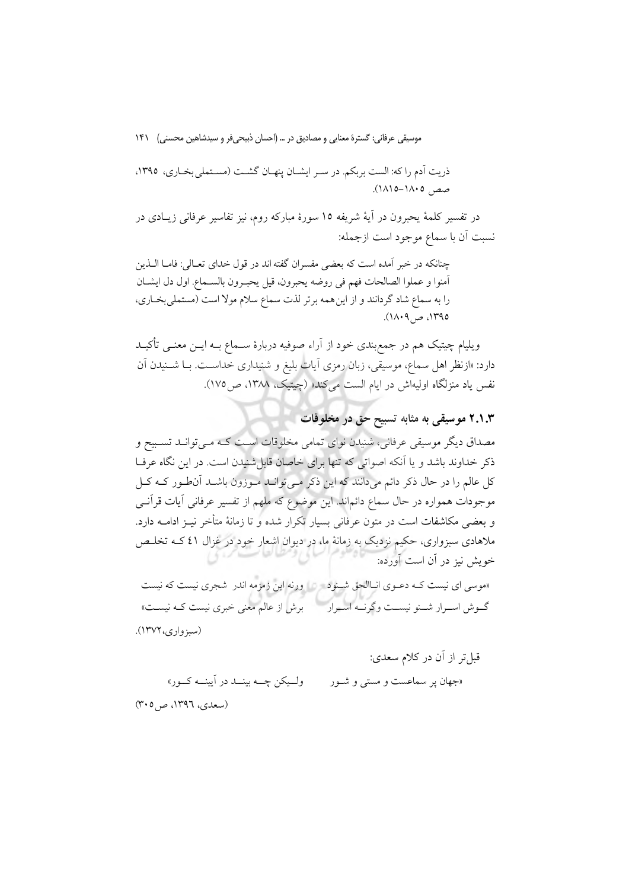ذریت آدم را که: الست بربکم. در سر ایشان پنهان گشت (مستملی بخاری، ۱۳۹۵، صص ۱۸۰۵–۱۸۱۵).

در تفسیر کلمهٔ یحبرون در آیهٔ شریفه ۱۵ سورهٔ مبارکه روم، نیز تفاسیر عرفانی زیادی در نسبت آن با سماع موجود است ازجمله:

> چنانکه در خبر آمده است که بعضی مفسران گفته اند در قول خدای تعالی: فاما الذین آمنوا و عملوا الصالحات فهم فی روضه یحبرون، قیل یحبرون بالسماع. اول دل ایشان را به سماع شاد گردانند و از این‌همه برتر لذت سماع سلام مولا است (مستملی‌بخاری، ۱۳۹۵، ص۱۸۰۹).

ویلیام چیتیک هم در جمع‌بندی خود از آراء صوفیه دربارهٔ سماع به این معنی تأکید دارد: «ازنظر اهل سماع، موسیقی، زبان رمزی آیات بلیغ و شنیداری خداست. با شنیدن آن نفس یاد منزلگاه اولیه‌اش در ایام الست می‌کند» (چیتیک، ۱۳۸۸، ص۱۷۵).

### ۲.۱.۳ موسیقی به مثابه تسبیح حق در مخلوقات

مصداق دیگر موسیقی عرفانی، شنیدن نوای تمامی مخلوقات است که می‌تواند تسبیح و ذکر خداوند باشد و یا آنکه اصواتی که تنها برای خاصان قابل‌شنیدن است. در این نگاه عرفا کل عالم را در حال ذکر دائم می‌دانند که این ذکر می‌تواند موزون باشد آن‌طور که کل موجودات همواره در حال سماع دائم‌اند. این موضوع که ملهم از تفسیر عرفانی آیات قرآنی و بعضی مکاشفات است در متون عرفانی بسیار تکرار شده و تا زمانهٔ متأخر نیز ادامه دارد. ملاهادی سبزواری، حکیم نزدیک به زمانهٔ ما، در دیوان اشعار خود در غزل ٤١ که تخلص خویش نیز در آن است آورده:

«موسی ای نیست که دعوی اناالحق شنود &nbsp;&nbsp;&nbsp; ورنه این زمزمه اندر شجری نیست که نیست
گوش اسرار شنو نیست وگرنه اسرار &nbsp;&nbsp;&nbsp; برش از عالم معنی خبری نیست که نیست»

(سبزواری، ۱۳۷۲).

قبل‌تر از آن در کلام سعدی:

«جهان پر سماعست و مستی و شور &nbsp;&nbsp;&nbsp; ولیکن چه بیند در آیینه کور»

(سعدی، ۱۳۹٦، ص۳۰۵)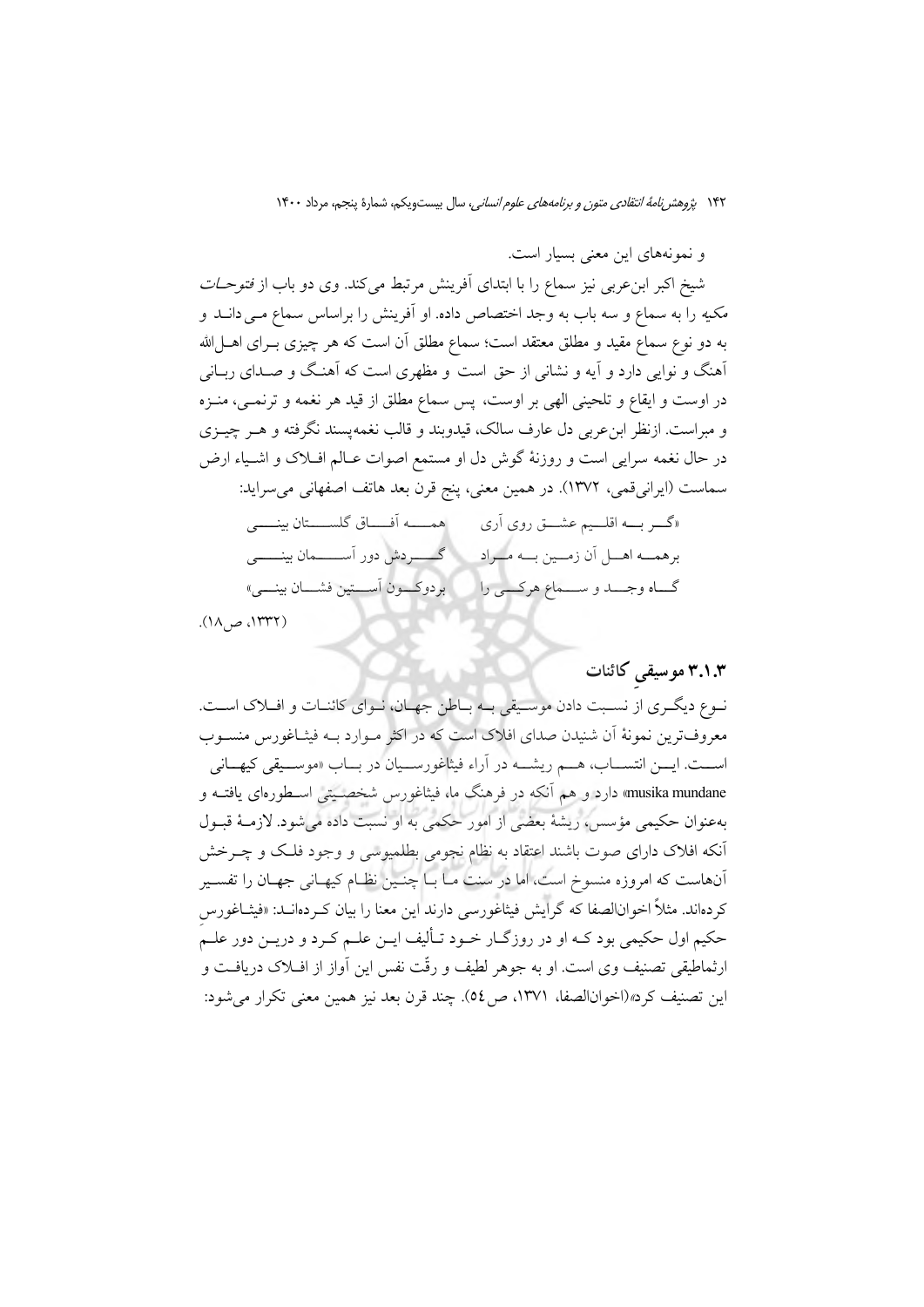و نمونه‌های این معنی بسیار است.

شیخ اکبر ابن‌عربی نیز سماع را با ابتدای آفرینش مرتبط می‌کند. وی دو باب از *فتوحات مکیه* را به سماع و سه باب به وجد اختصاص داده. او آفرینش را براساس سماع می‌داند و به دو نوع سماع مقید و مطلق معتقد است؛ سماع مطلق آن است که هر چیزی برای اهل‌الله آهنگ و نوایی دارد و آیه و نشانی از حق است و مظهری است که آهنگ و صدای ربانی در اوست و ایقاع و تلحینی الهی بر اوست، پس سماع مطلق از قید هر نغمه و ترنمی، منزه و مبراست. ازنظر ابن‌عربی دل عارف سالک، قیدوبند و قالب نغمه‌پسند نگرفته و هر چیزی در حال نغمه سرایی است و روزنهٔ گوش دل او مستمع اصوات عالم افلاک و اشیاء ارض سماست (ایرانی‌قمی، ۱۳۷۲). در همین معنی، پنج قرن بعد هاتف اصفهانی می‌سراید:

«گر به اقلیم عشق روی آری      همه آفاق گلستان بینی

برهمه اهل آن زمین به مراد      گردش دور آسمان بینی

گاه وجد و سماع هرکسی را      بردوکون آستین فشان بینی»

(۱۳۳۲، ص۱۸).

### ۳.۱.۳ موسیقیِ کائنات

نوع دیگری از نسبت دادن موسیقی به باطن جهان، نوای کائنات و افلاک است. معروف‌ترین نمونهٔ آن شنیدن صدای افلاک است که در اکثر موارد به فیثاغورس منسوب است. این انتساب، هم ریشه در آراء فیثاغورسیان در باب «موسیقی کیهانی musika mundane» دارد و هم آنکه در فرهنگ ما، فیثاغورس شخصیتی اسطوره‌ای یافته و به‌عنوان حکیمی مؤسس، ریشهٔ بعضی از امور حکمی به او نسبت داده می‌شود. لازمهٔ قبول آنکه افلاک دارای صوت باشند اعتقاد به نظام نجومی بطلمیوسی و وجود فلک و چرخش آن‌هاست که امروزه منسوخ است، اما در سنت ما با چنین نظام کیهانی جهان را تفسیر کرده‌اند. مثلاً اخوان‌الصفا که گرایش فیثاغورسی دارند این معنا را بیان کرده‌اند: «فیثاغورسِ حکیم اول حکیمی بود که او در روزگار خود تألیف این علم کرد و دریـن دور علـم ارثماطیقی تصنیف وی است. او به جوهر لطیف و رقّت نفس این آواز از افلاک دریافت و این تصنیف کرد»(اخوان‌الصفا، ۱۳۷۱، ص٥٤). چند قرن بعد نیز همین معنی تکرار می‌شود: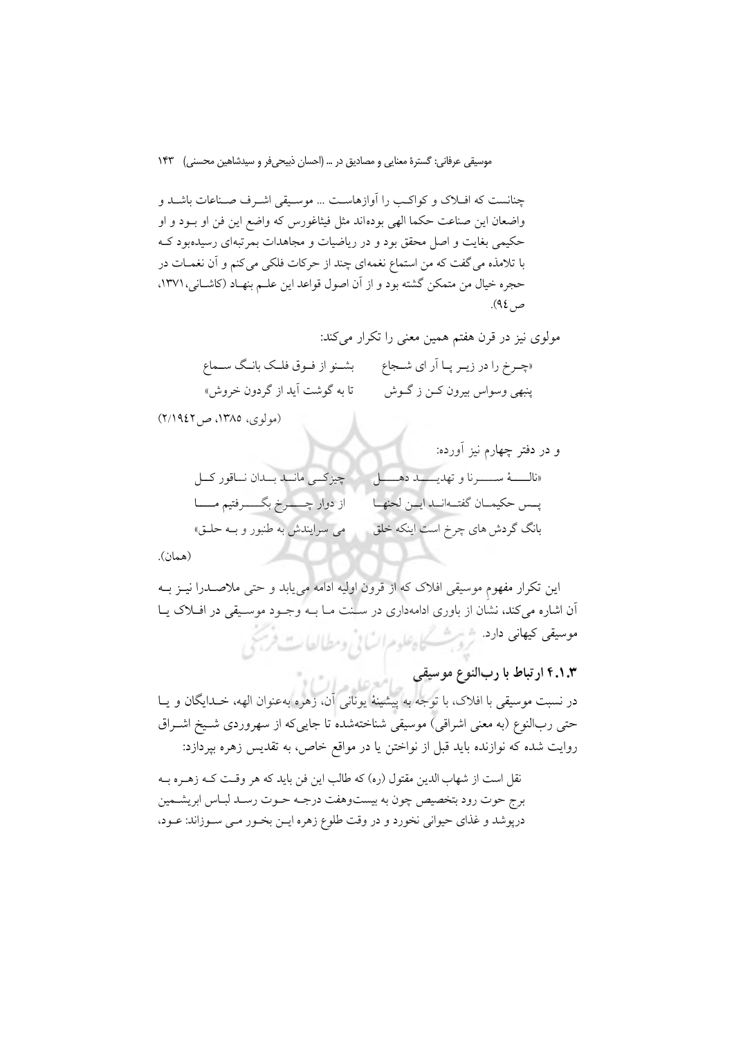چنانست که افلاک و کواکب را آوازهاست ... موسیقی اشرف صناعات باشد و واضعان این صناعت حکما الهی بوده‌اند مثل فیثاغورس که واضع این فن او بود و او حکیمی بغایت و اصل محقق بود و در ریاضیات و مجاهدات بمرتبه‌ای رسیده‌بود که با تلامذه می‌گفت که من استماع نغمه‌ای چند از حرکات فلکی می‌کنم و آن نغمات در حجره خیال من متمکن گشته بود و از آن اصول قواعد این علم بنهاد (کاشانی، ۱۳۷۱، ص۹٤).

مولوی نیز در قرن هفتم همین معنی را تکرار می‌کند:

«چرخ را در زیر پا آر ای شجاع &nbsp;&nbsp;&nbsp; بشنو از فوق فلک بانگ سماع

پنبهی وسواس بیرون کن ز گوش &nbsp;&nbsp;&nbsp; تا به گوشت آید از گردون خروش»

(مولوی، ۱۳۸۵، ص۲/۱۹٤۲)

و در دفتر چهارم نیز آورده:

«نالهٔ سرنا و تهدید دهل &nbsp;&nbsp;&nbsp; چیزکی مانَد بدان ناقور کل

پس حکیمان گفته‌اند این لحنها &nbsp;&nbsp;&nbsp; از دوار چرخ بگرفتیم ما

بانگ گردش های چرخ است اینکه خلق &nbsp;&nbsp;&nbsp; می سرایندش به طنبور و به حلق»

(همان).

این تکرار مفهوم موسیقی افلاک که از قرون اولیه ادامه می‌یابد و حتی ملاصدرا نیز به آن اشاره می‌کند، نشان از باوری ادامه‌داری در سنت ما به وجود موسیقی در افلاک یا موسیقی کیهانی دارد.

### ۴.۱.۳ ارتباط با رب‌النوع موسیقی

در نسبت موسیقی با افلاک، با توجه به پیشینهٔ یونانی آن، زهره به‌عنوان الهه، خدایگان و یا حتی رب‌النوع (به معنی اشراقی) موسیقی شناخته‌شده تا جایی‌که از سهروردی شیخ اشراق روایت شده که نوازنده باید قبل از نواختن یا در مواقع خاص، به تقدیس زهره بپردازد:

نقل است از شهاب الدین مقتول (ره) که طالب این فن باید که هر وقت که زهره به برج حوت رود بتخصیص چون به بیست‌وهفت درجه حوت رسد لباس ابریشمین درپوشد و غذای حیوانی نخورد و در وقت طلوع زهره این بخور می سوزاند: عود،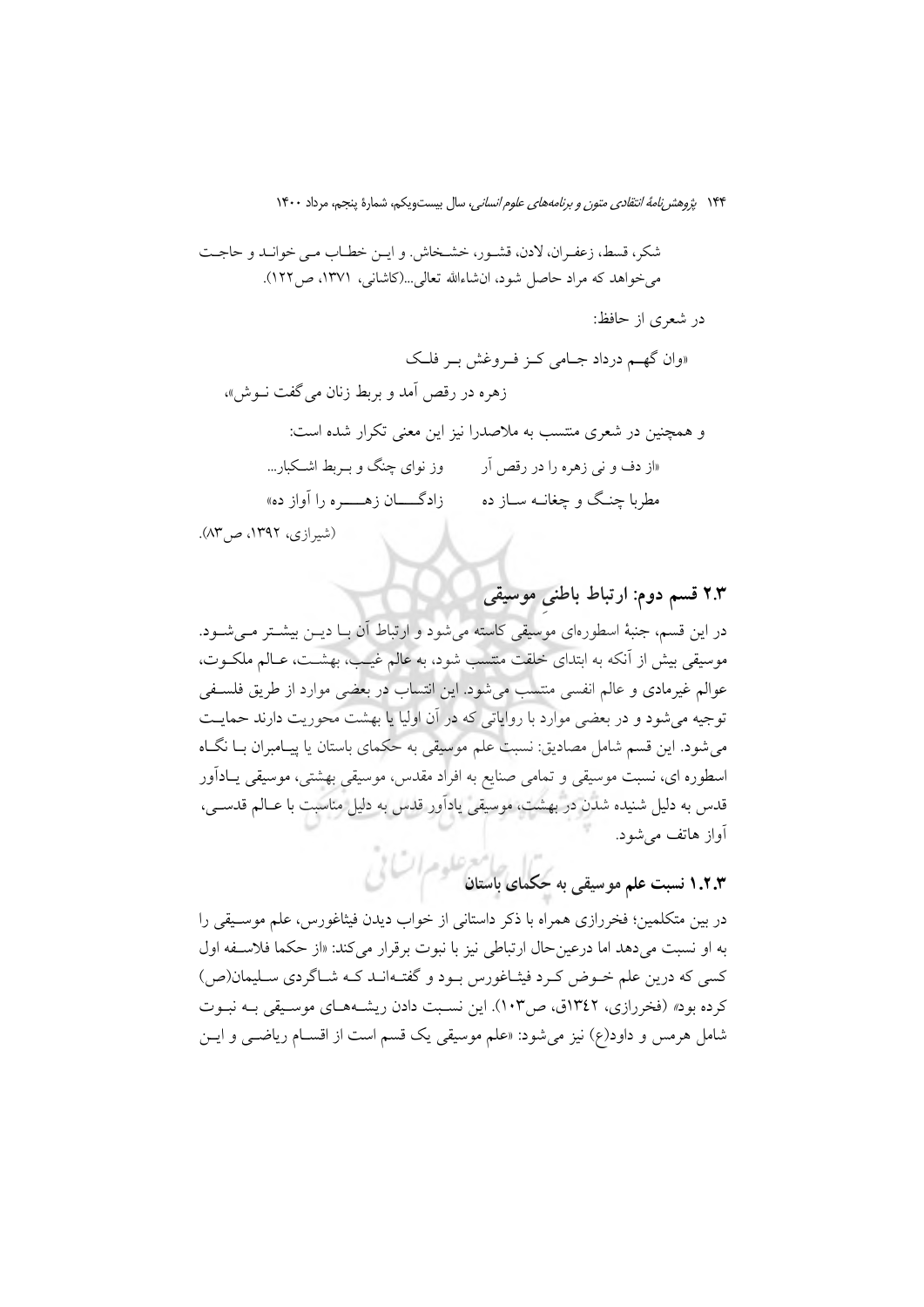شکر، قسط، زعفران، لادن، قشور، خشخاش. و این خطاب می خواند و حاجت می‌خواهد که مراد حاصل شود، ان‌شاءالله تعالی...(کاشانی، ۱۳۷۱، ص۱۲۲).

در شعری از حافظ:

«وان گهم درداد جامی کز فروغش بر فلک
زهره در رقص آمد و بربط زنان می‌گفت نوش»،

و همچنین در شعری منتسب به ملاصدرا نیز این معنی تکرار شده است:

«از دف و نی زهره را در رقص آر	وز نوای چنگ و بربط اشکبار...
مطربا چنگ و چغانه ساز ده	زادگان زهره را آواز ده»

(شیرازی، ۱۳۹۲، ص۸۳).

## ۲.۳ قسم دوم: ارتباط باطنیِ موسیقی

در این قسم، جنبهٔ اسطوره‌ای موسیقی کاسته می‌شود و ارتباط آن با دین بیشتر می‌شود. موسیقی بیش از آنکه به ابتدای خلقت منتسب شود، به عالم غیب، بهشت، عالم ملکوت، عوالم غیرمادی و عالم انفسی منتسب می‌شود. این انتساب در بعضی موارد از طریق فلسفی توجیه می‌شود و در بعضی موارد با روایاتی که در آن اولیا یا بهشت محوریت دارند حمایت می‌شود. این قسم شامل مصادیق: نسبت علم موسیقی به حکمای باستان یا پیامبران با نگاه اسطوره ای، نسبت موسیقی و تمامی صنایع به افراد مقدس، موسیقی بهشتی، موسیقی یادآور قدس به دلیل شنیده شدن در بهشت، موسیقی یادآور قدس به دلیل مناسبت با عالم قدسی، آواز هاتف می‌شود.

### ۱.۲.۳ نسبت علم موسیقی به حکمای باستان

در بین متکلمین؛ فخررازی همراه با ذکر داستانی از خواب دیدن فیثاغورس، علم موسیقی را به او نسبت می‌دهد اما درعین‌حال ارتباطی نیز با نبوت برقرار می‌کند: «از حکما فلاسفه اول کسی که درین علم خوض کرد فیثاغورس بود و گفته‌اند که شاگردی سلیمان(ص) کرده بود» (فخررازی، ۱۳٤۲ق، ص۱۰۳). این نسبت دادن ریشه‌های موسیقی به نبوت شامل هرمس و داود(ع) نیز می‌شود: «علم موسیقی یک قسم است از اقسام ریاضی و این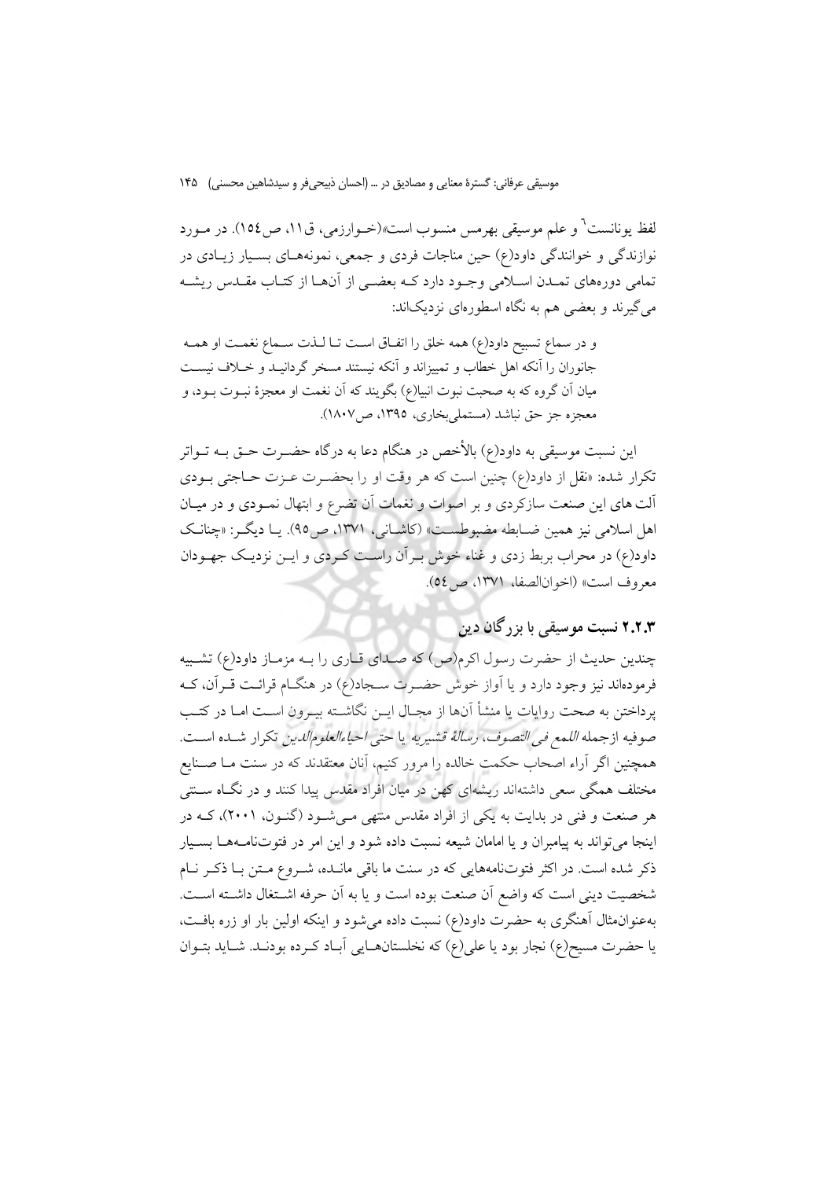لفظ یونانست[6] و علم موسیقی بهرمس منسوب است»(خوارزمی، ق۱۱، ص۱۵٤). در مورد نوازندگی و خوانندگی داود(ع) حین مناجات فردی و جمعی، نمونه‌های بسیار زیادی در تمامی دوره‌های تمدن اسلامی وجود دارد که بعضی از آن‌ها از کتاب مقدس ریشه می‌گیرند و بعضی هم به نگاه اسطوره‌ای نزدیک‌اند:

> و در سماع تسبیح داود(ع) همه خلق را اتفاق است تا لذت سماع نغمت او همه جانوران را آنکه اهل خطاب و تمییزاند و آنکه نیستند مسخر گردانید و خلاف نیست میان آن گروه که به صحبت نبوت انبیا(ع) بگویند که آن نغمت او معجزهٔ نبوت بود، و معجزه جز حق نباشد (مستملی‌بخاری، ۱۳۹۵، ص۱۸۰۷).

این نسبت موسیقی به داود(ع) بالأخص در هنگام دعا به درگاه حضرت حق به تواتر تکرار شده: «نقل از داود(ع) چنین است که هر وقت او را بحضرت عزت حاجتی بودی آلت های این صنعت سازکردی و بر اصوات و نغمات آن تضرع و ابتهال نمودی و در میان اهل اسلامی نیز همین ضابطه مضبوطست» (کاشانی، ۱۳۷۱، ص۹۵). یا دیگر: «چنانک داود(ع) در محراب بربط زدی و غناء خوش برآن راست کردی و این نزدیک جهودان معروف است» (اخوان‌الصفا، ۱۳۷۱، ص۵٤).

### ۲.۲.۳ نسبت موسیقی با بزرگان دین

چندین حدیث از حضرت رسول اکرم(ص) که صدای قاری را به مزماز داود(ع) تشبیه فرموده‌اند نیز وجود دارد و یا آواز خوش حضرت سجاد(ع) در هنگام قرائت قرآن، که پرداختن به صحت روایات یا منشأ آن‌ها از مجال این نگاشته بیرون است اما در کتب صوفیه ازجمله *اللمع فی التصوف*، *رسالهٔ قشیریه* یا حتی *احیاءالعلوم‌الدین* تکرار شده است. همچنین اگر آراء اصحاب حکمت خالده را مرور کنیم، آنان معتقدند که در سنت ما صنایع مختلف همگی سعی داشته‌اند ریشه‌ای کهن در میان افراد مقدس پیدا کنند و در نگاه سنتی هر صنعت و فنی در بدایت به یکی از افراد مقدس منتهی می‌شود (گنون، ۲۰۰۱)، که در اینجا می‌تواند به پیامبران و یا امامان شیعه نسبت داده شود و این امر در فتوت‌نامه‌ها بسیار ذکر شده است. در اکثر فتوت‌نامه‌هایی که در سنت ما باقی مانده، شروع متن با ذکر نام شخصیت دینی است که واضع آن صنعت بوده است و یا به آن حرفه اشتغال داشته است. به‌عنوان‌مثال آهنگری به حضرت داود(ع) نسبت داده می‌شود و اینکه اولین بار او زره بافت، یا حضرت مسیح(ع) نجار بود یا علی(ع) که نخلستان‌هایی آباد کرده بودند. شاید بتوان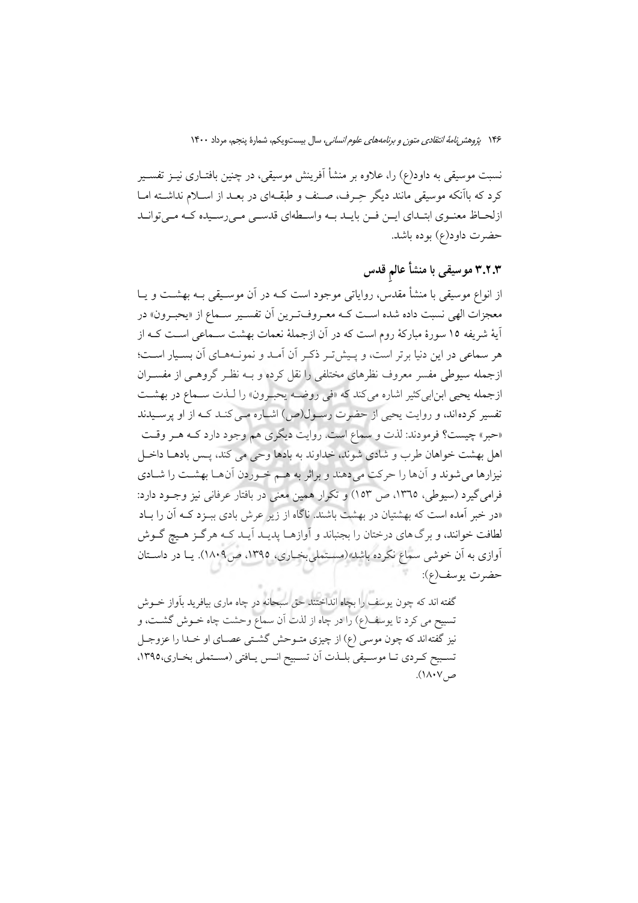نسبت موسیقی به داود(ع) را، علاوه بر منشأ آفرینش موسیقی، در چنین بافتاری نیز تفسیر کرد که باآنکه موسیقی مانند دیگر حِرف، صنف و طبقه‌ای در بعد از اسلام نداشته اما ازلحاظ معنوی ابتدای این فن باید به واسطه‌ای قدسی می‌رسیده که می‌تواند حضرت داود(ع) بوده باشد.

### ۳.۲.۳ موسیقی با منشأ عالمِ قدس

از انواع موسیقی با منشأ مقدس، روایاتی موجود است که در آن موسیقی به بهشت و یا معجزات الهی نسبت داده شده است که معروف‌ترین آن تفسیر سماع از «یحبرون» در آیهٔ شریفه ۱۵ سورهٔ مبارکهٔ روم است که در آن ازجملهٔ نعمات بهشت سماعی است که از هر سماعی در این دنیا برتر است، و پیش‌تر ذکر آن آمد و نمونه‌های آن بسیار است؛ ازجمله سیوطی مفسر معروف نظرهای مختلفی را نقل کرده و به نظر گروهی از مفسران ازجمله یحیی ابن‌ابی‌کثیر اشاره می‌کند که «فی روضه یحبرون» را لذت سماع در بهشت تفسیر کرده‌اند، و روایت یحیی از حضرت رسول(ص) اشاره می‌کند که از او پرسیدند «حبر» چیست؟ فرمودند: لذت و سماع است. روایت دیگری هم وجود دارد که هر وقت اهل بهشت خواهان طرب و شادی شوند، خداوند به بادها وحی می کند، پس بادها داخل نیزارها می‌شوند و آن‌ها را حرکت می‌دهند و براثر به هم خوردن آن‌ها بهشت را شادی فرامی‌گیرد (سیوطی، ۱۳٦۵، ص ۱۵۳) و تکرار همین معنی در بافتار عرفانی نیز وجود دارد: «در خبر آمده است که بهشتیان در بهشت باشند. ناگاه از زیر عرش بادی ببزد که آن را باد لطافت خوانند، و برگ‌های درختان را بجنباند و آوازها پدید آید که هرگز هیچ گوش آوازی به آن خوشی سماع نکرده باشد»(مستملی‌بخاری، ۱۳۹۵، ص۱۸۰۹). یا در داستان حضرت یوسف(ع):

> گفته اند که چون یوسف را بچاه انداختند حق سبحانه در چاه ماری بیافرید بآواز خوش تسبیح می کرد تا یوسف(ع) را در چاه از لذت آن سماع وحشت چاه خوش گشت، و نیز گفته‌اند که چون موسی (ع) از چیزی متوحش گشتی عصای او خدا را عزوجل تسبیح کردی تا موسیقی بلذت آن تسبیح انس یافتی (مستملی بخاری،۱۳۹۵، ص۱۸۰۷).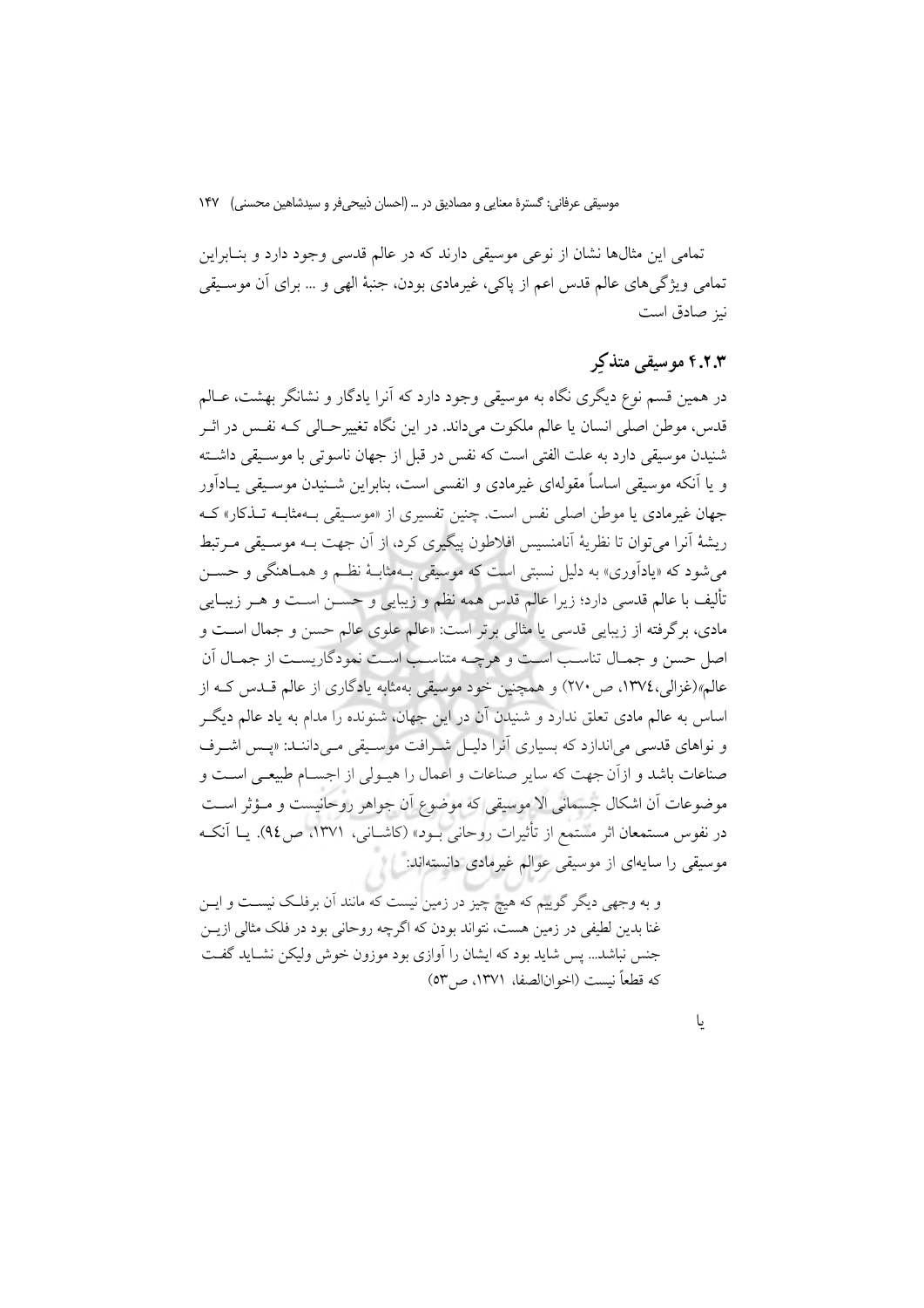تمامی این مثال‌ها نشان از نوعی موسیقی دارند که در عالم قدسی وجود دارد و بنـابراین تمامی ویژگی‌های عالم قدس اعم از پاکی، غیرمادی بودن، جنبهٔ الهی و ... برای آن موسـیقی نیز صادق است

### ۴.۲.۳ موسیقی متذکِر

در همین قسم نوع دیگری نگاه به موسیقی وجود دارد که آنرا یادگار و نشانگر بهشت، عـالم قدس، موطن اصلی انسان یا عالم ملکوت می‌داند. در این نگاه تغییرحـالی کـه نفـس در اثـر شنیدن موسیقی دارد به علت الفتی است که نفس در قبل از جهان ناسوتی با موسـیقی داشـته و یا آنکه موسیقی اساساً مقوله‌ای غیرمادی و انفسی است، بنابراین شـنیدن موسـیقی یـادآور جهان غیرمادی یا موطن اصلی نفس است. چنین تفسیری از «موسـیقی بـه‌مثابـه تـذکار» کـه ریشهٔ آنرا می‌توان تا نظریهٔ آنامنسیس افلاطون پیگیری کرد، از آن جهت بـه موسـیقی مـرتبط می‌شود که «یادآوری» به دلیل نسبتی است که موسیقی بـه‌مثابـهٔ نظـم و همـاهنگی و حسـن تألیف با عالم قدسی دارد؛ زیرا عالم قدس همه نظم و زیبایی و حسـن اسـت و هـر زیبـایی مادی، برگرفته از زیبایی قدسی یا مثالی برتر است: «عالم علوی عالم حسن و جمال اسـت و اصل حسن و جمـال تناسـب اسـت و هرچـه متناسـب اسـت نمودگاریسـت از جمـال آن عالم»(غزالی،۱۳۷٤، ص۲۷۰) و همچنین خود موسیقی به‌مثابه یادگاری از عالم قـدس کـه از اساس به عالم مادی تعلق ندارد و شنیدن آن در این جهان، شنونده را مدام به یاد عالم دیگـر و نواهای قدسی می‌اندازد که بسیاری آنرا دلیـل شـرافت موسـیقی مـی‌داننـد: «پـس اشـرف صناعات باشد و ازآن جهت که سایر صناعات و اعمال را هیـولی از اجسـام طبیعـی اسـت و موضوعات آن اشکال جسمانی الا موسیقی که موضوع آن جواهر روحانیست و مـؤثر اسـت در نفوس مستمعان اثر مستمع از تأثیرات روحانی بـود» (کاشـانی، ۱۳۷۱، ص٩٤). یـا آنکـه موسیقی را سایه‌ای از موسیقی عوالم غیرمادی دانسته‌اند:

> و به وجهی دیگر گوییم که هیچ چیز در زمین نیست که مانند آن برفلـک نیسـت و ایـن غنا بدین لطیفی در زمین هست، نتواند بودن که اگرچه روحانی بود در فلک مثالی ازیـن جنس نباشد... پس شاید بود که ایشان را آوازی بود موزون خوش ولیکن نشـاید گفـت که قطعاً نیست (اخوان‌الصفا، ۱۳۷۱، ص۵۳)

یا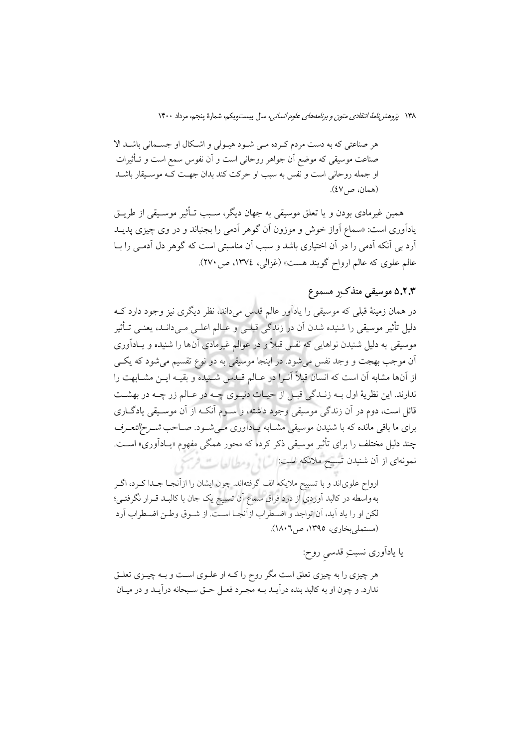> هر صناعتی که به دست مردم کرده می شود هیولی و اشکال او جسمانی باشد الا صناعت موسیقی که موضع آن جواهر روحانی است و آن نفوس سمع است و تأثیرات او جمله روحانی است و نفس به سبب او حرکت کند بدان جهت که موسیقار باشد (همان، ص٤٧).

همین غیرمادی بودن و یا تعلق موسیقی به جهان دیگر، سبب تأثیر موسیقی از طریق یادآوری است: «سماع آواز خوش و موزون آن گوهر آدمی را بجنباند و در وی چیزی پدید آرد بی آنکه آدمی را در آن اختیاری باشد و سبب آن مناسبتی است که گوهر دل آدمی را با عالم علوی که عالم ارواح گویند هست» (غزالی، ١٣٧٤، ص٢٧٠).

### ٥.٢.٣ موسیقی متذکرِ مسموع

در همان زمینهٔ قبلی که موسیقی را یادآور عالم قدس می‌داند، نظر دیگری نیز وجود دارد که دلیل تأثیر موسیقی را شنیده شدن آن در زندگی قبلی و عالم اعلی می‌داند، یعنی تأثیر موسیقی به دلیل شنیدن نواهایی که نفس قبلاً و در عوالم غیرمادی آن‌ها را شنیده و یادآوری آن موجب بهجت و وجد نفس می‌شود. در اینجا موسیقی به دو نوع تقسیم می‌شود که یکی از آن‌ها مشابه آن است که انسان قبلاً آن‌را در عالم قدس شنیده و بقیه این مشابهت را ندارند. این نظریهٔ اول به زندگی قبل از حیات دنیوی چه در عالم زر چه در بهشت قائل است، دوم در آن زندگی موسیقی وجود داشته، و سوم آنکه از آن موسیقی یادگاری برای ما باقی مانده که با شنیدن موسیقی مشابه یادآوری می‌شود. صاحب *شرح التعرف* چند دلیل مختلف را برای تأثیر موسیقی ذکر کرده که محور همگی مفهوم «یادآوری» است. نمونه‌ای از آن شنیدن تسبیح ملائکه است:

> ارواح علوی‌اند و با تسبیح ملایکه الف گرفته‌اند. چون ایشان را ازآنجا جدا کرد، اگر به واسطه در کالبد آوردی از درد فراق سماع آن تسبیح یک جان با کالبد قرار نگرفتی؛ لکن او را یاد آید، آن تواجد و اضطراب ازآنجا است. از شوق وطن اضطراب آرد (مستملی‌بخاری، ١٣٩٥، ص١٨٠٦).

یا یادآوری نسبتِ قدسیِ روح:

> هر چیزی را به چیزی تعلق است مگر روح را که او علوی است و به چیزی تعلق ندارد. و چون او به کالبد بنده درآید به مجرد فعل حق سبحانه درآید و در میان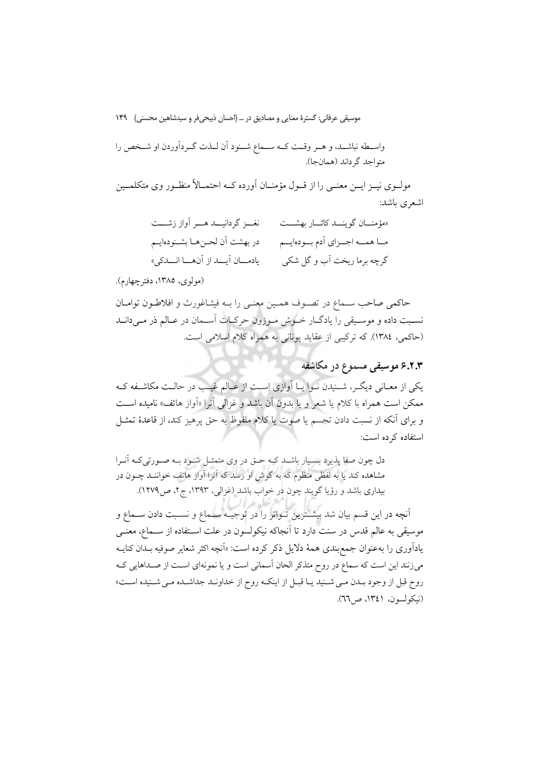واسطه نباشد، و هر وقت که سماع شنود آن لذت گردآوردن او شخص را متواجد گرداند (همان‌جا).

مولوی نیز این معنی را از قول مؤمنان آورده که احتمالاً منظور وی متکلمین اشعری باشد:

«مؤمنان گویند کاثار بهشت      نغز گرداند هر آواز زشت

ما همه اجزای آدم بوده‌ایم      در بهشت آن لحن‌ها بشنوده‌ایم

گرچه برما ریخت آب و گل شکی      یادمان آید از آن‌ها اندکی»

(مولوی، ١٣٨٥، دفترچهارم).

حاکمی صاحب سماع در تصوف همین معنی را به فیثاغورث و افلاطون توامان نسبت داده و موسیقی را یادگار خوش موزون حرکات آسمان در عالم ذر می‌داند (حاکمی، ١٣٨٤). که ترکیبی از عقاید یونانی به همراه کلام اسلامی است.

### ۶.۲.۳ موسیقی مسموع در مکاشفه

یکی از معانی دیگر، شنیدن نوا یا آوازی است از عالم غیب در حالت مکاشفه که ممکن است همراه با کلام یا شعر و یا بدون آن باشد و غزالی آنرا «آواز هاتف» نامیده است و برای آنکه از نسبت دادن تجسم یا صوت یا کلام ملفوظ به حق پرهیز کند، از قاعدهٔ تمثل استفاده کرده است:

دل چون صفا پذیرد بسیار باشد که حق در وی متمثل شود به صورتی‌که آنرا مشاهده کند یا به لفظی منظوم که به گوش او رسد که آنرا آواز هاتف خوانند چون در بیداری باشد و رؤیا گویند چون در خواب باشد (غزالی، ١٣٩٣، ج٢، ص١٢٧٩).

آنچه در این قسم بیان شد بیشترین تواتر را در توجیه سماع و نسبت دادن سماع و موسیقی به عالم قدس در سنت دارد تا آنجاکه نیکولسون در علت استفاده از سماع، معنی یادآوری را به‌عنوان جمع‌بندی همهٔ دلایل ذکر کرده است: «آنچه اکثر شعایر صوفیه بدان کنایه می‌زنند این است که سماع در روح متذکر الحان آسمانی است و یا نمونه‌ای است از صداهایی که روح قبل از وجود بدن می‌شنید یا قبل از اینکه روح از خداوند جداشده می‌شنیده است» (نیکولسون، ١٣٤١، ص٦٦).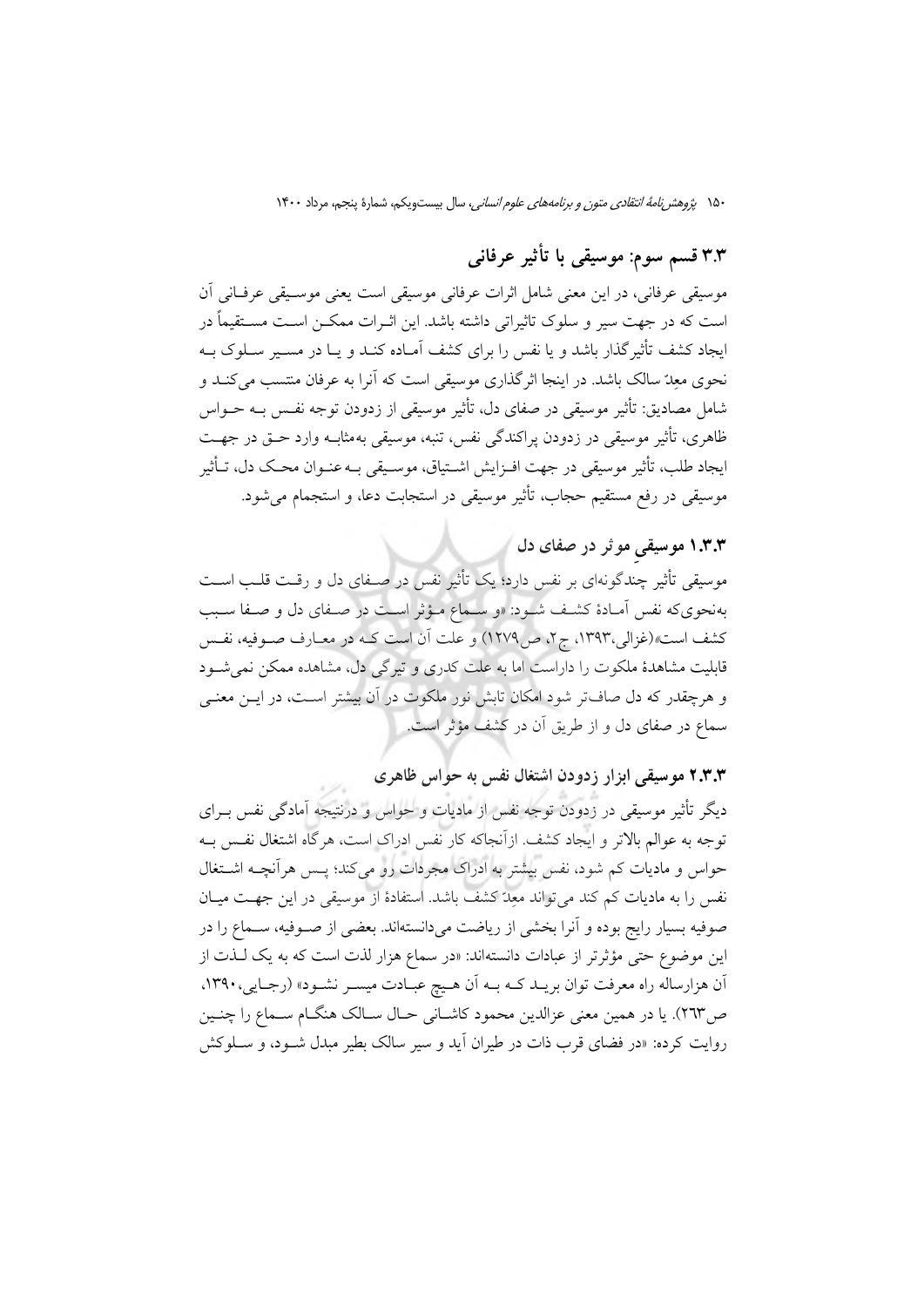## ۳.۳ قسم سوم: موسیقی با تأثیر عرفانی

موسیقی عرفانی، در این معنی شامل اثرات عرفانی موسیقی است یعنی موسیقی عرفانی آن است که در جهت سیر و سلوک تاثیراتی داشته باشد. این اثرات ممکن است مستقیماً در ایجاد کشف تأثیرگذار باشد و یا نفس را برای کشف آماده کند و یا در مسیر سلوک به نحوی معِدّ سالک باشد. در اینجا اثرگذاری موسیقی است که آنرا به عرفان منتسب می‌کند و شامل مصادیق: تأثیر موسیقی در صفای دل، تأثیر موسیقی از زدودن توجه نفس به حواس ظاهری، تأثیر موسیقی در زدودن پراکندگی نفس، تنبه، موسیقی به‌مثابه وارد حق در جهت ایجاد طلب، تأثیر موسیقی در جهت افزایش اشتیاق، موسیقی به‌عنوان محک دل، تأثیر موسیقی در رفع مستقیم حجاب، تأثیر موسیقی در استجابت دعا، و استجمام می‌شود.

### ۱.۳.۳ موسیقیِ موثر در صفای دل

موسیقی تأثیر چندگونه‌ای بر نفس دارد؛ یک تأثیر نفس در صفای دل و رقت قلب است به‌نحوی‌که نفس آمادهٔ کشف شود: «و سماع مؤثر است در صفای دل و صفا سبب کشف است»(غزالی،۱۳۹۳، ج۲، ص۱۲۷۹) و علت آن است که در معارف صوفیه، نفس قابلیت مشاهدهٔ ملکوت را داراست اما به علت کدری و تیرگی دل، مشاهده ممکن نمی‌شود و هرچقدر که دل صاف‌تر شود امکان تابش نور ملکوت در آن بیشتر است، در این معنی سماع در صفای دل و از طریق آن در کشف مؤثر است.

### ۲.۳.۳ موسیقی ابزار زدودن اشتغال نفس به حواس ظاهری

دیگر تأثیر موسیقی در زدودن توجه نفس از مادیات و حواس و درنتیجه آمادگی نفس برای توجه به عوالم بالاتر و ایجاد کشف. ازآنجاکه کار نفس ادراک است، هرگاه اشتغال نفس به حواس و مادیات کم شود، نفس بیشتر به ادراک مجردات رو می‌کند؛ پس هرآنچه اشتغال نفس را به مادیات کم کند می‌تواند معِدّ کشف باشد. استفادهٔ از موسیقی در این جهت میان صوفیه بسیار رایج بوده و آنرا بخشی از ریاضت می‌دانسته‌اند. بعضی از صوفیه، سماع را در این موضوع حتی مؤثرتر از عبادات دانسته‌اند: «در سماع هزار لذت است که به یک لذت از آن هزارساله راه معرفت توان برید که به آن هیچ عبادت میسر نشود» (رجایی،۱۳۹۰، ص۲٦۳). یا در همین معنی عزالدین محمود کاشانی حال سالک هنگام سماع را چنین روایت کرده: «در فضای قرب ذات در طیران آید و سیر سالک بطیر مبدل شود، و سلوکش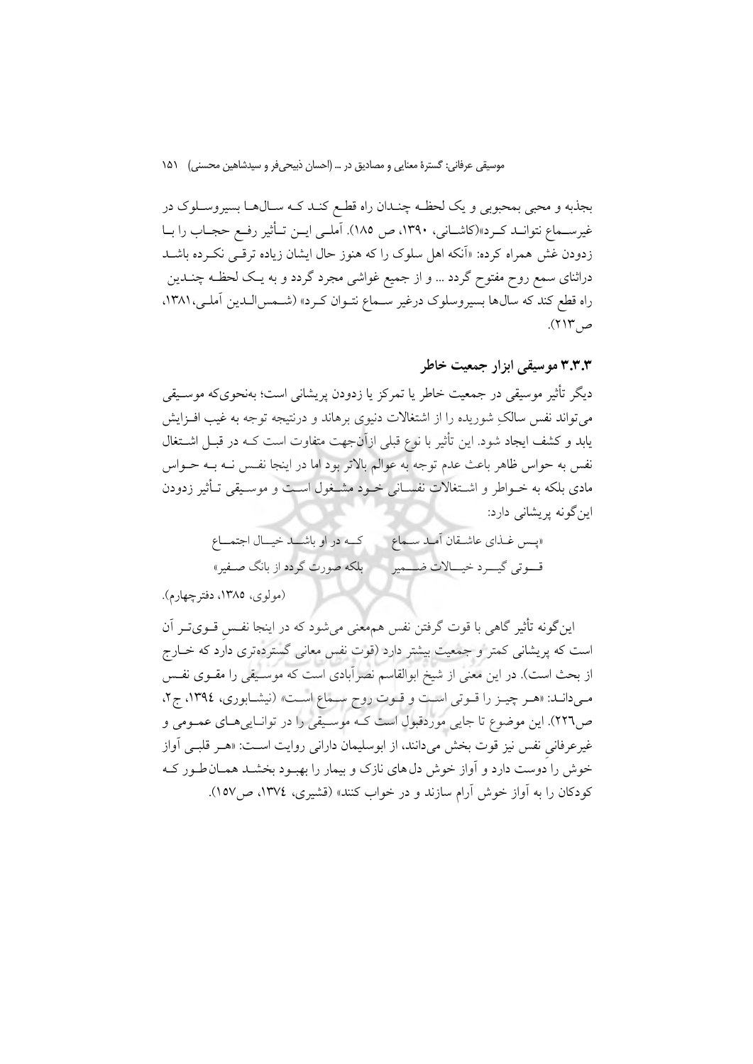بجذبه و محبی بمحبوبی و یک لحظه چندان راه قطع کند که سال‌ها بسیروسلوک در غیرسماع نتواند کرد»(کاشانی، ۱۳۹۰، ص ۱۸۵). آملی این تأثیر رفع حجاب را با زدودن غش همراه کرده: «آنکه اهل سلوک را که هنوز حال ایشان زیاده ترقی نکرده باشد دراثنای سمع روح مفتوح گردد ... و از جمیع غواشی مجرد گردد و به یک لحظه چندین راه قطع کند که سال‌ها بسیروسلوک درغیر سماع نتوان کرد» (شمس‌الدین آملی، ۱۳۸۱، ص۲۱۳).

### ۳.۳.۳ موسیقی ابزار جمعیت خاطر

دیگر تأثیر موسیقی در جمعیت خاطر یا تمرکز یا زدودن پریشانی است؛ به‌نحوی‌که موسیقی می‌تواند نفس سالکِ شوریده را از اشتغالات دنیوی برهاند و درنتیجه توجه به غیب افزایش یابد و کشف ایجاد شود. این تأثیر با نوع قبلی ازآن‌جهت متفاوت است که در قبل اشتغال نفس به حواس ظاهر باعث عدم توجه به عوالم بالاتر بود اما در اینجا نفس نه به حواس مادی بلکه به خواطر و اشتغالات نفسانی خود مشغول است و موسیقی تأثیر زدودن این‌گونه پریشانی دارد:

«پس غذای عاشقان آمد سماع &nbsp;&nbsp;&nbsp;&nbsp; که در او باشد خیال اجتماع
قوتی گیرد خیالات ضمیر &nbsp;&nbsp;&nbsp;&nbsp; بلکه صورت گردد از بانگ صفیر»

(مولوی، ۱۳۸۵، دفترچهارم).

این‌گونه تأثیر گاهی با قوت گرفتن نفس هم‌معنی می‌شود که در اینجا نفسِ قوی‌تر آن است که پریشانی کمتر و جمعیت بیشتر دارد (قوت نفس معانی گسترده‌تری دارد که خارج از بحث است). در این معنی از شیخ ابوالقاسم نصرآبادی است که موسیقی را مقوی نفس می‌دانند: «هر چیز را قوتی است و قوت روح سماع است» (نیشابوری، ۱۳۹٤، ج۲، ص۲۲٦). این موضوع تا جایی موردقبول است که موسیقی را در توانایی‌های عمومی و غیرعرفانیِ نفس نیز قوت بخش می‌دانند، از ابوسلیمان دارانی روایت است: «هر قلبی آواز خوش را دوست دارد و آواز خوش دل‌های نازک و بیمار را بهبود بخشد همان‌طور که کودکان را به آواز خوش آرام سازند و در خواب کنند» (قشیری، ۱۳۷٤، ص۱۵۷).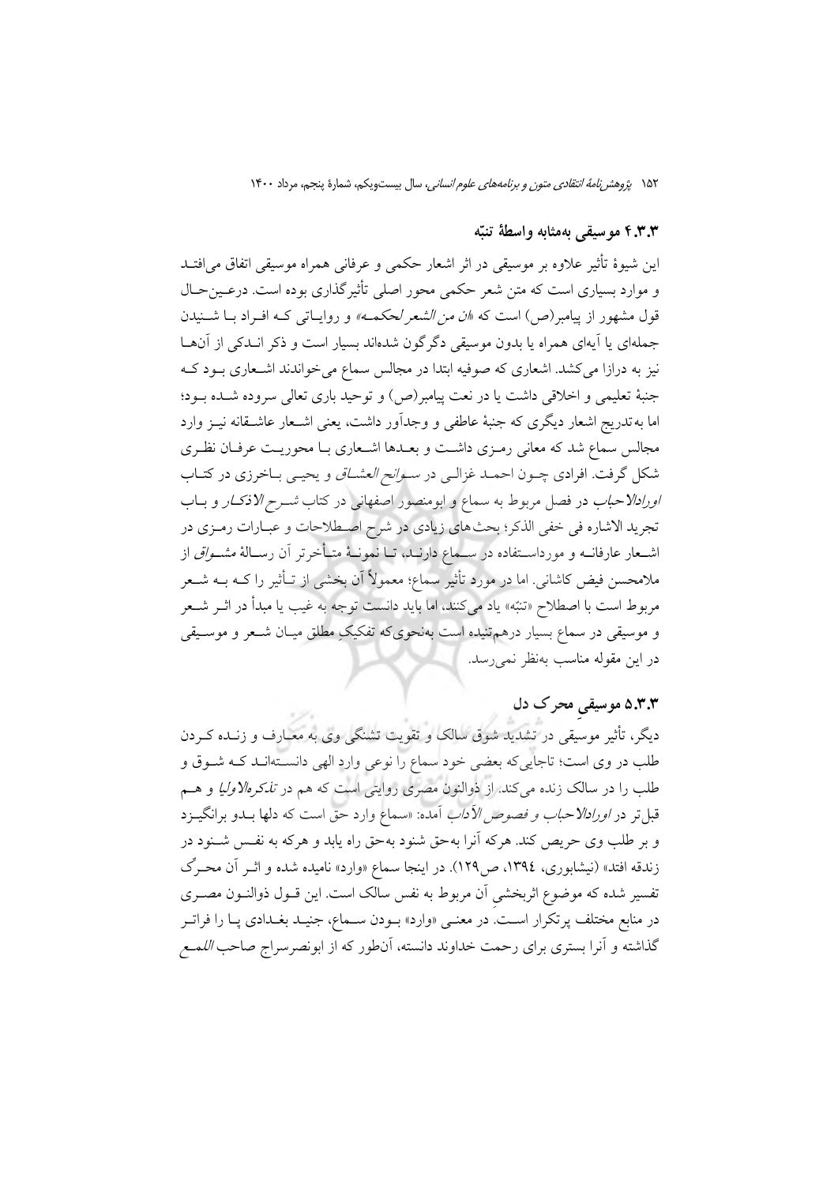### ۴.۳.۳ موسیقی به‌مثابه واسطهٔ تنبّه

این شیوهٔ تأثیر علاوه بر موسیقی در اثر اشعار حکمی و عرفانی همراه موسیقی اتفاق می‌افتد و موارد بسیاری است که متن شعر حکمی محور اصلی تأثیرگذاری بوده است. درعین‌حال قول مشهور از پیامبر(ص) است که «*ان من الشعر لحکمه*» و روایاتی که افراد با شنیدن جمله‌ای یا آیه‌ای همراه یا بدون موسیقی دگرگون شده‌اند بسیار است و ذکر اندکی از آن‌ها نیز به درازا می‌کشد. اشعاری که صوفیه ابتدا در مجالس سماع می‌خواندند اشعاری بود که جنبهٔ تعلیمی و اخلاقی داشت یا در نعت پیامبر(ص) و توحید باری تعالی سروده شده بود؛ اما به‌تدریج اشعار دیگری که جنبهٔ عاطفی و وجدآور داشت، یعنی اشعار عاشقانه نیز وارد مجالس سماع شد که معانی رمزی داشت و بعدها اشعاری با محوریت عرفان نظری شکل گرفت. افرادی چون احمد غزالی در *سوانح العشاق* و یحیی باخرزی در کتاب *اورادالاحباب* در فصل مربوط به سماع و ابومنصور اصفهانی در کتاب *شرح الاذکار* و باب تجرید الاشاره فی خفی الذکر؛ بحث‌های زیادی در شرح اصطلاحات و عبارات رمزی در اشعار عارفانه و مورداستفاده در سماع دارند، تا نمونهٔ متأخرتر آن رسالهٔ *مشواق* از ملامحسن فیض کاشانی. اما در مورد تأثیر سماع؛ معمولاً آن بخشی از تأثیر را که به شعر مربوط است با اصطلاح «تنبّه» یاد می‌کنند، اما باید دانست توجه به غیب یا مبدأ در اثر شعر و موسیقی در سماع بسیار درهم‌تنیده است به‌نحوی‌که تفکیکِ مطلق میان شعر و موسیقی در این مقوله مناسب به‌نظر نمی‌رسد.

### ۵.۳.۳ موسیقیِ محرک دل

دیگر، تأثیر موسیقی در تشدید شوق سالک و تقویت تشنگی وی به معارف و زنده کردن طلب در وی است؛ تاجایی‌که بعضی خود سماع را نوعی وارد الهی دانسته‌اند که شوق و طلب را در سالک زنده می‌کند. از ذوالنون مصری روایتی است که هم در *تذکرةالاولیا* و هم قبل‌تر در *اورادالاحباب و فصوص الآداب* آمده: «سماع وارد حق است که دلها بدو برانگیزد و بر طلب وی حریص کند. هرکه آنرا به‌حق شنود به‌حق راه یابد و هرکه به نفس شنود در زندقه افتد» (نیشابوری، ١٣٩٤، ص١٢٩). در اینجا سماع «وارد» نامیده شده و اثر آن محرِّک تفسیر شده که موضوعِ اثربخشیِ آن مربوط به نفس سالک است. این قول ذوالنون مصری در منابع مختلف پرتکرار است. در معنی «وارد» بودن سماع، جنید بغدادی پا را فراتر گذاشته و آنرا بستری برای رحمت خداوند دانسته، آن‌طور که از ابونصرسراج صاحب *اللمع*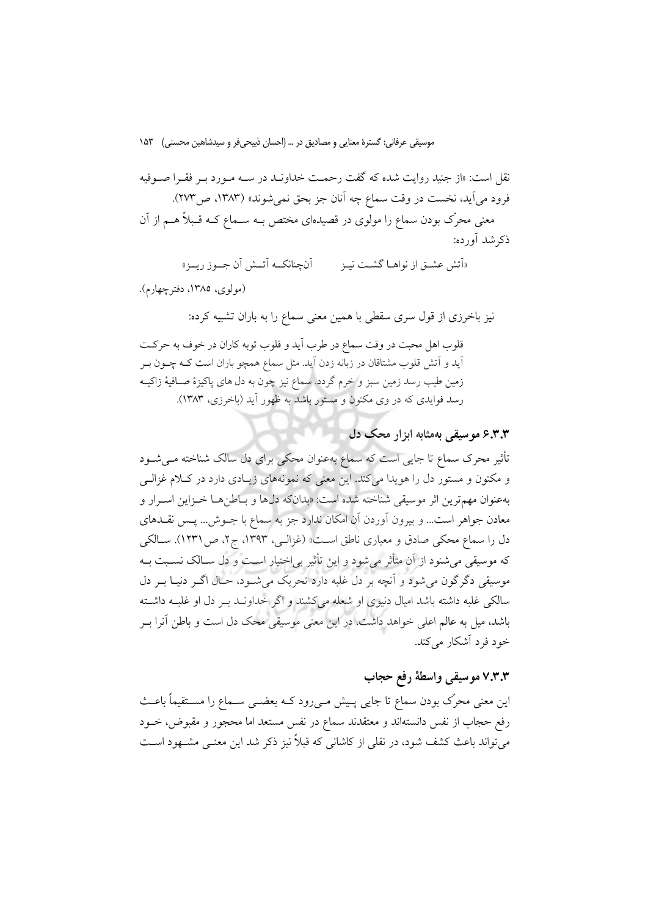نقل است: «از جنید روایت شده که گفت رحمت خداوند در سه مورد بر فقرا صوفیه فرود می‌آید، نخست در وقت سماع چه آنان جز بحق نمی‌شوند» (۱۳۸۳، ص۲۷۳).

معنی محرّک بودن سماع را مولوی در قصیده‌ای مختص بـه سـماع کـه قـبلاً هـم از آن ذکرشد آورده:

«آتش عشق از نواها گشت نیز　　آن‌چنانکه آتش آن جوز ریز»

(مولوی، ۱۳۸۵، دفترچهارم).

نیز باخرزی از قول سری سقطی با همین معنی سماع را به باران تشبیه کرده:

> قلوب اهل محبت در وقت سماع در طرب آید و قلوب توبه کاران در خوف به حرکت آید و آتش قلوب مشتاقان در زبانه زدن آید. مثل سماع همچو باران است کـه چـون بـر زمین طیب رسد زمین سبز و خرم گردد. سماع نیز چون به دل های پاکیزهٔ صـافیهٔ زاکیـه رسد فوایدی که در وی مکنون و مستور باشد به ظهور آید (باخرزی، ۱۳۸۳).

### ۶.۳.۳ موسیقی به‌مثابه ابزار محک دل

تأثیر محرک سماع تا جایی است که سماع به‌عنوان محکی برای دل سالک شناخته مـی‌شـود و مکنون و مستور دل را هویدا می‌کند. این معنی که نمونه‌های زیـادی دارد در کـلام غزالـی به‌عنوان مهم‌ترین اثر موسیقی شناخته شده است: «بدان‌که دل‌ها و بـاطن‌هـا خـزاین اسـرار و معادن جواهر است... و بیرون آوردن آن امکان ندارد جز به سماع با جـوش... پـس نقـدهای دل را سماع محکی صادق و معیاری ناطق اسـت» (غزالـی، ۱۳۹۳، ج۲، ص۱۲۳۱). سـالکی که موسیقی می‌شنود از آن متأثر می‌شود و این تأثیر بی‌اختیار اسـت و دل سـالک نسـبت بـه موسیقی دگرگون می‌شود و آنچه بر دل غلبه دارد تحریک می‌شـود، حـال اگـر دنیـا بـر دل سالکی غلبه داشته باشد امیال دنیوی او شعله می‌کشند و اگر خداونـد بـر دل او غلبـه داشـته باشد، میل به عالم اعلی خواهد داشت. در این معنی موسیقی محک دل است و باطن آنرا بـر خود فرد آشکار می‌کند.

### ۷.۳.۳ موسیقی واسطهٔ رفع حجاب

این معنی محرّک بودن سماع تا جایی پـیش مـی‌رود کـه بعضـی سـماع را مسـتقیماً باعـث رفع حجاب از نفس دانسته‌اند و معتقدند سماع در نفس مستعد اما محجور و مقبوض، خـود می‌تواند باعث کشف شود، در نقلی از کاشانی که قبلاً نیز ذکر شد این معنـی مشـهود اسـت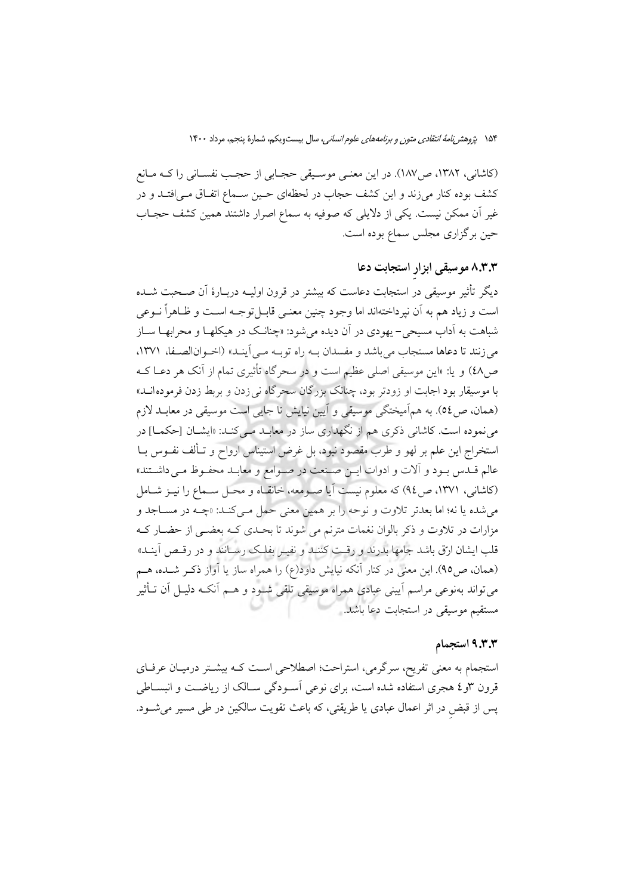(کاشانی، ۱۳۸۲، ص۱۸۷). در این معنی موسیقی حجابی از حجب نفسانی را که مانع کشف بوده کنار می‌زند و این کشف حجاب در لحظه‌ای حین سماع اتفاق می‌افتد و در غیر آن ممکن نیست. یکی از دلایلی که صوفیه به سماع اصرار داشتند همین کشف حجاب حین برگزاری مجلس سماع بوده است.

### ۸.۳.۳ موسیقی ابزارِ استجابت دعا

دیگر تأثیر موسیقی در استجابت دعاست که بیشتر در قرون اولیه دربارهٔ آن صحبت شده است و زیاد هم به آن نپرداخته‌اند اما وجود چنین معنی قابل‌توجه است و ظاهراً نوعی شباهت به آداب مسیحی- یهودی در آن دیده می‌شود: «چنانک در هیکلها و محرابها ساز می‌زنند تا دعاها مستجاب می‌باشد و مفسدان به راه توبه می‌آیند» (اخوان‌الصفا، ۱۳۷۱، ص۴۸) و یا: «این موسیقی اصلی عظیم است و در سحرگاه تأثیری تمام از آنک هر دعا که با موسیقار بود اجابت او زودتر بود، چنانک بزرگان سحرگاه نی زدن و بربط زدن فرموده‌اند» (همان، ص۵۴). به هم‌آمیختگی موسیقی و آیین نیایش تا جایی است موسیقی در معابد لازم می‌نموده است. کاشانی ذکری هم از نگهداری ساز در معابد می‌کند: «ایشان [حکما] در استخراج این علم بر لهو و طرب مقصود نبود، بل غرض استیناس ارواح و تألف نفوس با عالم قدس بود و آلات و ادوات این صنعت در صوامع و معابد محفوظ می‌داشتند» (کاشانی، ۱۳۷۱، ص۹۴) که معلوم نیست آیا صومعه، خانقاه و محل سماع را نیز شامل می‌شده یا نه؛ اما بعدتر تلاوت و نوحه را بر همین معنی حمل می‌کند: «چه در مساجد و مزارات در تلاوت و ذکر بالوان نغمات مترنم می شوند تا بحدی که بعضی از حضار که قلب ایشان ارّق باشد جامها بدرند و رقت کنند و نفیر بفلک رسانند و در رقص آیند» (همان، ص۹۵). این معنی در کنار آنکه نیایش داود(ع) را همراه ساز یا آواز ذکر شده، هم می‌تواند به‌نوعی مراسم آیینی عبادی همراه موسیقی تلقی شود و هم آنکه دلیل آن تأثیر مستقیم موسیقی در استجابت دعا باشد.

### ۹.۳.۳ استجمام

استجمام به معنی تفریح، سرگرمی، استراحت؛ اصطلاحی است که بیشتر درمیان عرفای قرون ۳و۴ هجری استفاده شده است، برای نوعی آسودگی سالک از ریاضت و انبساطی پس از قبضِ در اثر اعمال عبادی یا طریقتی، که باعث تقویت سالکین در طی مسیر می‌شود.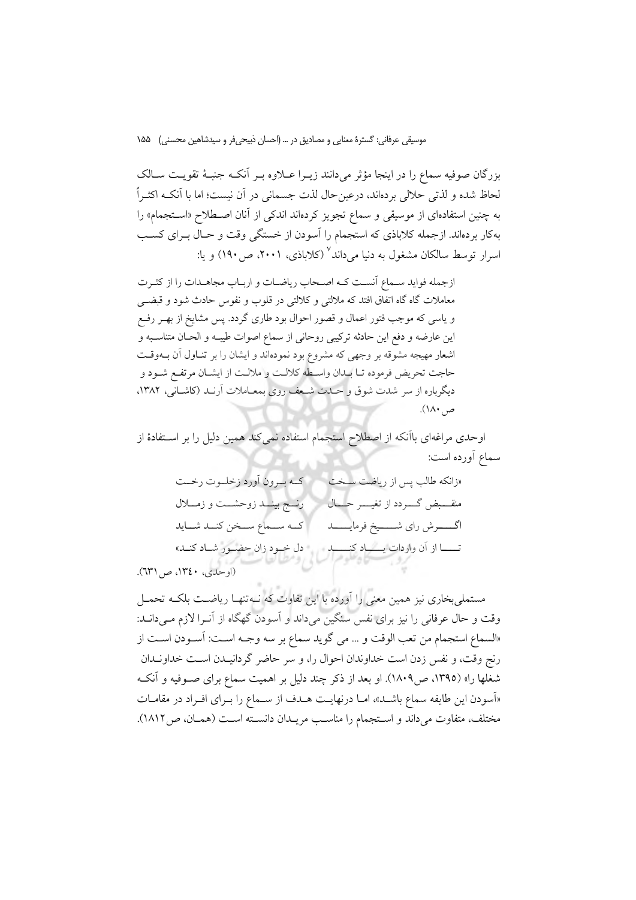بزرگان صوفیه سماع را در اینجا مؤثر می‌دانند زیـرا عـلاوه بـر آنکـه جنبـهٔ تقویـت سـالک لحاظ شده و لذتی حلالی برده‌اند، درعین‌حال لذت جسمانی در آن نیست؛ اما با آنکـه اکثـراً به چنین استفاده‌ای از موسیقی و سماع تجویز کرده‌اند اندکی از آنان اصـطلاح «اسـتجمام» را به‌کار برده‌اند. ازجمله کلاباذی که استجمام را آسودن از خستگی وقت و حـال بـرای کسـب اسرار توسط سالکان مشغول به دنیا می‌داند[7] (کلاباذی، ۲۰۰۱، ص۱۹۰) و یا:

> ازجمله فواید سـماع آنسـت کـه اصـحاب ریاضـات و اربـاب مجاهـدات را از کثـرت معاملات گاه گاه اتفاق افتد که ملالتی و کلالتی در قلوب و نفوس حادث شود و قبضـی و یاسی که موجب فتور اعمال و قصور احوال بود طاری گردد. پس مشایخ از بهـر رفـع این عارضه و دفع این حادثه ترکیبی روحانی از سماع اصوات طیبـه و الحـان متناسـبه و اشعار مهیجه مشوقه بر وجهی که مشروع بود نموده‌اند و ایشان را بر تنـاول آن بـه‌وقـت حاجت تحریض فرموده تـا بـدان واسـطه کلالـت و ملالـت از ایشـان مرتفـع شـود و دیگرباره از سر شدت شوق و حـدت شـعف روی بمعـاملات آرنـد (کاشـانی، ۱۳۸۲، ص۱۸۰).

اوحدی مراغه‌ای باآنکه از اصطلاح استجمام استفاده نمی‌کند همین دلیل را بر اسـتفادهٔ از سماع آورده است:

«زانکه طالب پس از ریاضت سـخت — کـه بـرون آورد زخلـوت رخـت
منقـبض گـردد از تغیـر حـال — رنـج بینـد زوحشـت و زمـلال
اگـرش رای شـیخ فرمایـد — کـه سـماع سـخن کنـد شـاید
تـا از آن واردات یـاد کنـد — دل خـود زان حضـور شـاد کنـد»

(اوحدی، ۱۳۴۰، ص۶۳۱).

مستملی‌بخاری نیز همین معنی را آورده با این تفاوت که نـه‌تنهـا ریاضـت بلکـه تحمـل وقت و حال عرفانی را نیز برای نفس سنگین می‌داند و آسودن گهگاه از آنـرا لازم مـی‌دانـد: «السماع استجمام من تعب الوقت و ... می گوید سماع بر سه وجـه اسـت: آسـودن اسـت از رنج وقت، و نفس زدن است خداوندان احوال را، و سر حاضر گردانیـدن اسـت خداونـدان شغلها را» (۱۳۹۵، ص۱۸۰۹). او بعد از ذکر چند دلیل بر اهمیت سماع برای صـوفیه و آنکـه «آسودن این طایفه سماع باشـد»، امـا درنهایـت هـدف از سـماع را بـرای افـراد در مقامـات مختلف، متفاوت می‌داند و اسـتجمام را مناسـب مریـدان دانسـته اسـت (همـان، ص۱۸۱۲).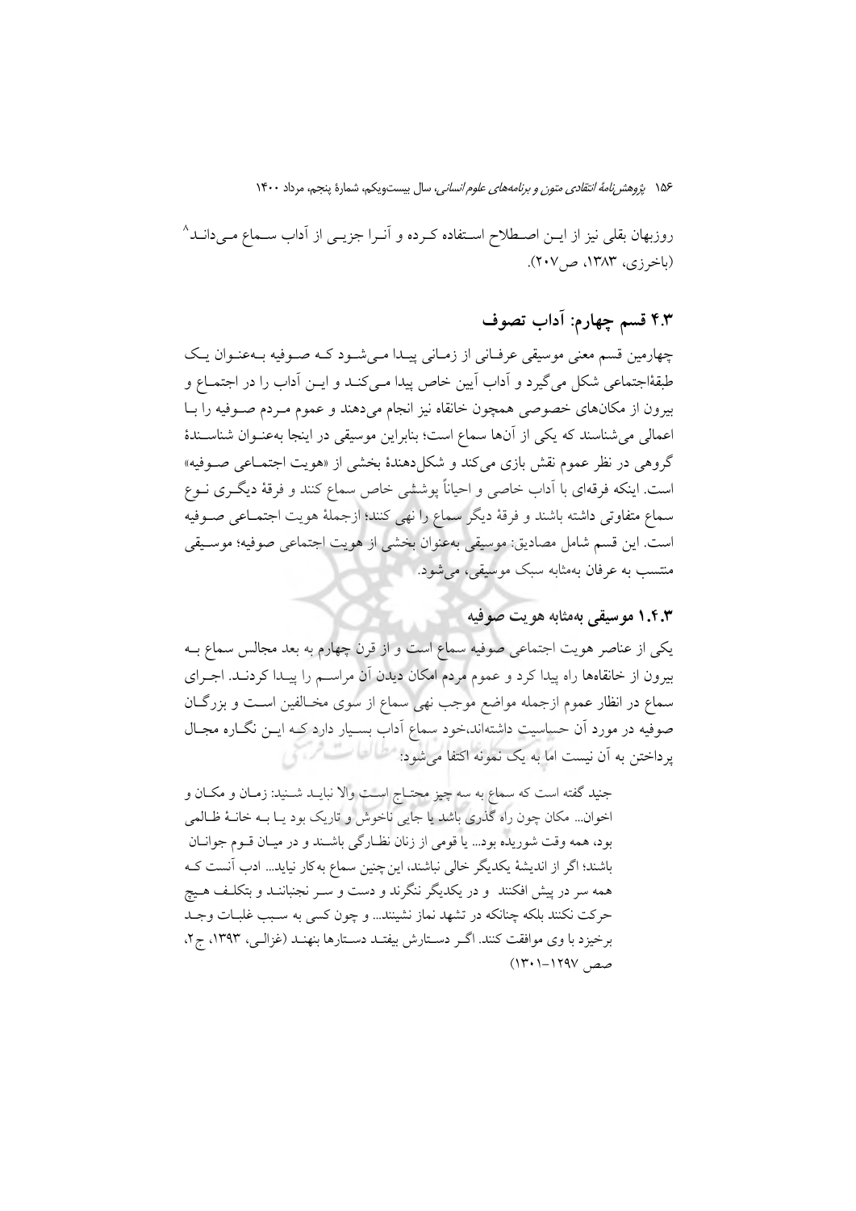روزبهان بقلی نیز از این اصطلاح استفاده کرده و آن‌را جزیی از آداب سماع می‌داند[8] (باخرزی، ۱۳۸۳، ص۲۰۷).

## ۴.۳ قسم چهارم: آداب تصوف

چهارمین قسم معنی موسیقی عرفانی از زمانی پیدا می‌شود که صوفیه به‌عنوان یک طبقهٔاجتماعی شکل می‌گیرد و آداب آیین خاص پیدا می‌کند و این آداب را در اجتماع و بیرون از مکان‌های خصوصی همچون خانقاه نیز انجام می‌دهند و عموم مردم صوفیه را با اعمالی می‌شناسند که یکی از آن‌ها سماع است؛ بنابراین موسیقی در اینجا به‌عنوان شناسندهٔ گروهی در نظر عموم نقش بازی می‌کند و شکل‌دهندهٔ بخشی از «هویت اجتماعی صوفیه» است. اینکه فرقه‌ای با آداب خاصی و احیاناً پوششی خاص سماع کنند و فرقهٔ دیگری نوع سماع متفاوتی داشته باشند و فرقهٔ دیگر سماع را نهی کنند؛ ازجملهٔ هویت اجتماعی صوفیه است. این قسم شامل مصادیق: موسیقی به‌عنوان بخشی از هویت اجتماعی صوفیه؛ موسیقی منتسب به عرفان به‌مثابه سبک موسیقی، می‌شود.

### ۱.۴.۳ موسیقی به‌مثابه هویت صوفیه

یکی از عناصر هویت اجتماعی صوفیه سماع است و از قرن چهارم به بعد مجالس سماع به بیرون از خانقاه‌ها راه پیدا کرد و عموم مردم امکان دیدن آن مراسم را پیدا کردند. اجرای سماع در انظار عموم ازجمله مواضع موجب نهی سماع از سوی مخالفین است و بزرگان صوفیه در مورد آن حساسیت داشته‌اند،خود سماع آداب بسیار دارد که این نگاره مجال پرداختن به آن نیست اما به یک نمونه اکتفا می‌شود:

> جنید گفته است که سماع به سه چیز محتاج است والا نباید شنید: زمان و مکان و اخوان... مکان چون راه گذری باشد یا جایی ناخوش و تاریک بود یا به خانهٔ ظالمی بود، همه وقت شوریده بود... یا قومی از زنان نظارگی باشند و در میان قوم جوانان باشند؛ اگر از اندیشهٔ یکدیگر خالی نباشند، این‌چنین سماع به‌کار نیاید... ادب آنست که همه سر در پیش افکنند و در یکدیگر ننگرند و دست و سر نجنبانند و بتکلف هیچ حرکت نکنند بلکه چنانکه در تشهد نماز نشینند... و چون کسی به سبب غلبات وجد برخیزد با وی موافقت کنند. اگر دستارش بیفتد دستارها بنهند (غزالی، ۱۳۹۳، ج۲، صص ۱۲۹۷-۱۳۰۱)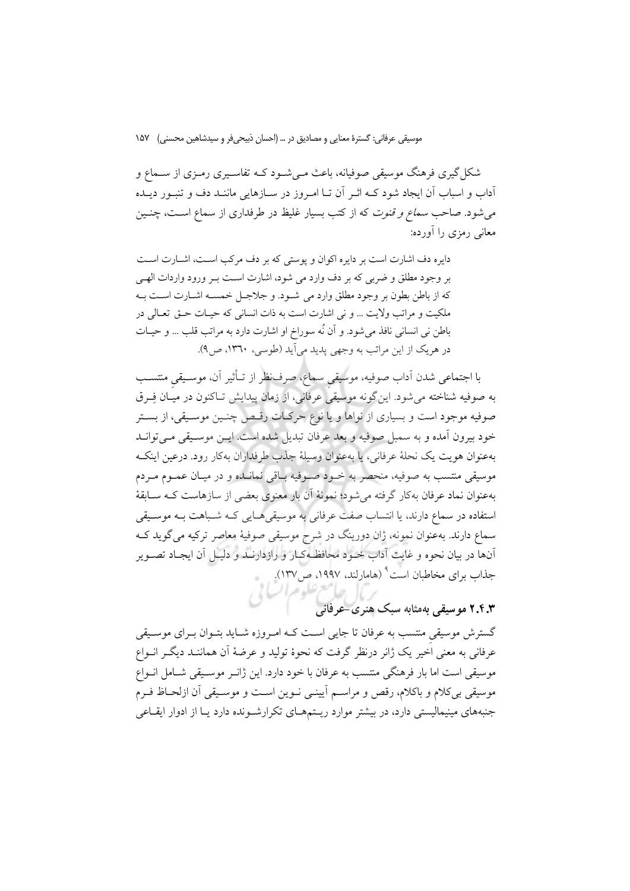شکل‌گیری فرهنگ موسیقی صوفیانه، باعث می‌شود که تفاسیری رمزی از سماع و آداب و اسباب آن ایجاد شود که اثر آن تا امروز در سازهایی مانند دف و تنبور دیده می‌شود. صاحب *سماع و فتوت* که از کتب بسیار غلیظ در طرفداری از سماع است، چنین معانی رمزی را آورده:

> دایره دف اشارت است بر دایره اکوان و پوستی که بر دف مرکب است، اشارت است بر وجود مطلق و ضربی که بر دف وارد می شود، اشارت است بر ورود واردات الهی که از باطن بطون بر وجود مطلق وارد می شود. و جلاجل خمسه اشارت است به ملکیت و مراتب ولایت ... و نی اشارت است به ذات انسانی که حیات حق تعالی در باطن نی انسانی نافذ می‌شود. و آن نُه سوراخ او اشارت دارد به مراتب قلب ... و حیات در هریک از این مراتب به وجهی پدید می‌آید (طوسی، ۱۳۶۰، ص۹).

با اجتماعی شدن آداب صوفیه، موسیقیِ سماع، صرف‌نظر از تأثیر آن، موسیقیِ منتسب به صوفیه شناخته می‌شود. این‌گونه موسیقیِ عرفانی، از زمان پیدایش تاکنون در میان فِرق صوفیه موجود است و بسیاری از نواها و یا نوع حرکات رقص چنین موسیقی، از بستر خود بیرون آمده و به سمبل صوفیه و بعد عرفان تبدیل شده است. این موسیقی می‌تواند به‌عنوان هویت یک نحلهٔ عرفانی، یا به‌عنوان وسیلهٔ جذب طرفداران به‌کار رود. درعین اینکه موسیقی منتسب به صوفیه، منحصر به خود صوفیه باقی نمانده و در میان عموم مردم به‌عنوان نماد عرفان به‌کار گرفته می‌شود؛ نمونهٔ آن بار معنوی بعضی از سازهاست که سابقهٔ استفاده در سماع دارند، یا انتساب صفت عرفانی به موسیقی‌هایی که شباهت به موسیقی سماع دارند. به‌عنوان نمونه، ژان دورینگ در شرح موسیقی صوفیهٔ معاصر ترکیه می‌گوید که آن‌ها در بیان نحوه و غایت آداب خود محافظه‌کار و رازدارند و دلیل آن ایجاد تصویر جذاب برای مخاطبان است[۹] (هامارلند، ۱۹۹۷، ص۱۳۷).

### ۲.۴.۳ موسیقی به‌مثابه سبک هنری-عرفانی

گسترش موسیقیِ منتسب به عرفان تا جایی است که امروزه شاید بتوان برای موسیقی عرفانی به معنی اَخیر یک ژانر درنظر گرفت که نحوهٔ تولید و عرضهٔ آن همانند دیگر انواع موسیقی است اما بار فرهنگی منتسب به عرفان با خود دارد. این ژانر موسیقی شامل انواع موسیقی بی‌کلام و باکلام، رقص و مراسم آیینی نوین است و موسیقی آن ازلحاظ فرم جنبه‌های مینیمالیستی دارد، در بیشتر موارد ریتم‌های تکرارشونده دارد یا از ادوار ایقاعی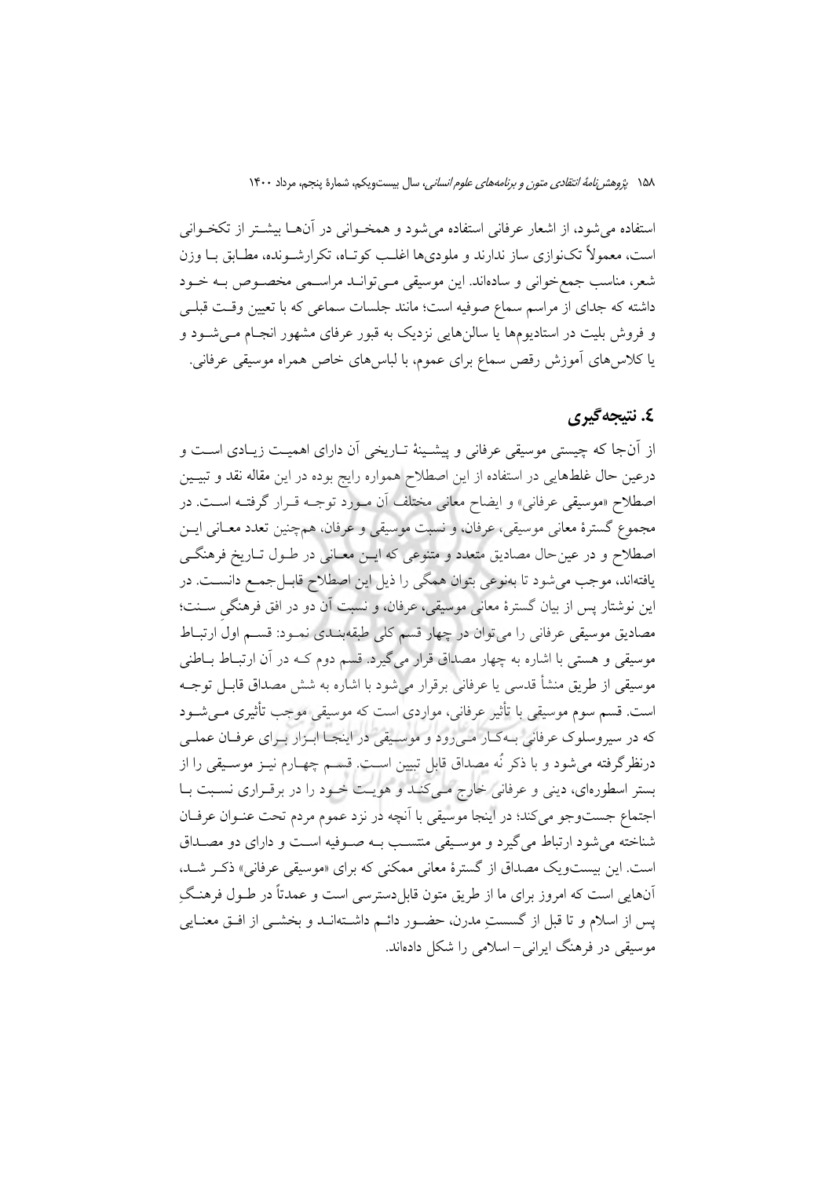استفاده می‌شود، از اشعار عرفانی استفاده می‌شود و همخوانی در آن‌ها بیشتر از تکخوانی است، معمولاً تک‌نوازی ساز ندارند و ملودی‌ها اغلب کوتاه، تکرارشونده، مطابق با وزن شعر، مناسب جمع‌خوانی و ساده‌اند. این موسیقی می‌تواند مراسمی مخصوص به خود داشته که جدای از مراسم سماع صوفیه است؛ مانند جلسات سماعی که با تعیین وقت قبلی و فروش بلیت در استادیوم‌ها یا سالن‌هایی نزدیک به قبور عرفای مشهور انجام می‌شود و یا کلاس‌های آموزش رقص سماع برای عموم، با لباس‌های خاص همراه موسیقی عرفانی.

## ٤. نتیجه‌گیری

از آن‌جا که چیستی موسیقی عرفانی و پیشینهٔ تاریخی آن دارای اهمیت زیادی است و درعین حال غلطهایی در استفاده از این اصطلاح همواره رایج بوده در این مقاله نقد و تبیین اصطلاح «موسیقی عرفانی» و ایضاح معانی مختلف آن مورد توجه قرار گرفته است. در مجموع گسترهٔ معانی موسیقی، عرفان، و نسبت موسیقی و عرفان، همچنین تعدد معانی این اصطلاح و در عین‌حال مصادیق متعدد و متنوعی که این معانی در طول تاریخ فرهنگی یافته‌اند، موجب می‌شود تا به‌نوعی بتوان همگی را ذیل این اصطلاح قابل‌جمع دانست. در این نوشتار پس از بیان گسترهٔ معانی موسیقی، عرفان، و نسبت آن دو در افق فرهنگی سنت؛ مصادیق موسیقی عرفانی را می‌توان در چهار قسم کلی طبقه‌بندی نمود: قسم اول ارتباط موسیقی و هستی با اشاره به چهار مصداق قرار می‌گیرد. قسم دوم که در آن ارتباط باطنی موسیقی از طریق منشأ قدسی یا عرفانی برقرار می‌شود با اشاره به شش مصداق قابل توجه است. قسم سوم موسیقی با تأثیر عرفانی، مواردی است که موسیقی موجب تأثیری می‌شود که در سیروسلوک عرفانی به‌کار می‌رود و موسیقی در اینجا ابزار برای عرفان عملی درنظرگرفته می‌شود و با ذکر نُه مصداق قابل تبیین است. قسم چهارم نیز موسیقی را از بستر اسطوره‌ای، دینی و عرفانی خارج می‌کند و هویت خود را در برقراری نسبت با اجتماع جست‌وجو می‌کند؛ در اینجا موسیقی با آنچه در نزد عموم مردم تحت عنوان عرفان شناخته می‌شود ارتباط می‌گیرد و موسیقی منتسب به صوفیه است و دارای دو مصداق است. این بیست‌ویک مصداق از گسترهٔ معانی ممکنی که برای «موسیقی عرفانی» ذکر شد، آن‌هایی است که امروز برای ما از طریق متون قابل‌دسترسی است و عمدتاً در طول فرهنگِ پس از اسلام و تا قبل از گسستِ مدرن، حضور دائم داشته‌اند و بخشی از افق معنایی موسیقی در فرهنگ ایرانی – اسلامی را شکل داده‌اند.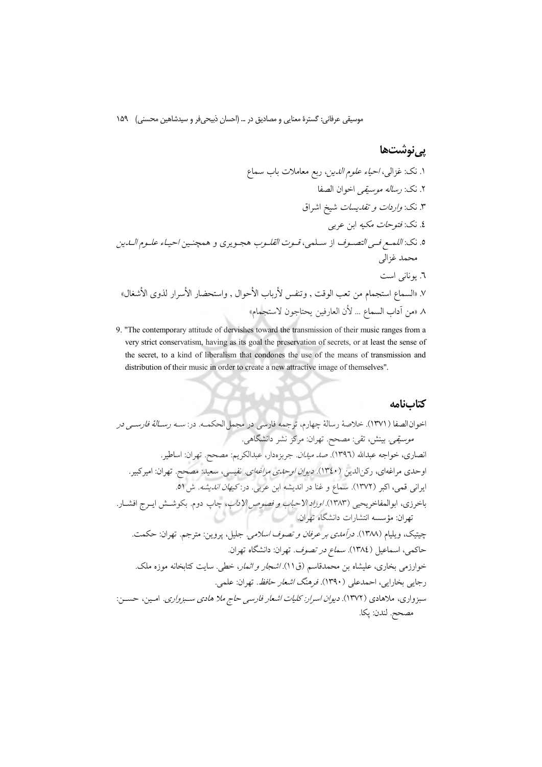## پی‌نوشت‌ها

۱. نک: غزالی، *احیاء علوم الدین*، ربع معاملات باب سماع

۲. نک: *رساله موسیقی* اخوان الصفا

۳. نک: *واردات و تقدیسات* شیخ اشراق

٤. نک: *فتوحات مکیه* ابن عربی

٥. نک: *اللمع فی التصوف* از سلمی، *قوت القلوب* هجویری و همچنین *احیاء علوم الدین* محمد غزالی

٦. یونانی است

۷. «السماع استجمام من تعب الوقت , وتنفس لأرباب الأحوال , واستحضار الأسرار لذوى الأشغال»

۸. «من آداب السماع ... لأن العارفین یحتاجون لاستجمام»

9. "The contemporary attitude of dervishes toward the transmission of their music ranges from a very strict conservatism, having as its goal the preservation of secrets, or at least the sense of the secret, to a kind of liberalism that condones the use of the means of transmission and distribution of their music in order to create a new attractive image of themselves".

## کتاب‌نامه

اخوان‌الصفا (۱۳۷۱). خلاصهٔ رسالهٔ چهارم، ترجمه فارسی در مجمل الحکمه. در: *سه رسالهٔ فارسی در موسیقی*. بینش، تقی: مصحح. تهران: مرکز نشر دانشگاهی.

انصاری، خواجه عبدالله (۱۳۹٦). *صد میدان*. جربزه‌دار، عبدالکریم: مصحح. تهران: اساطیر.

اوحدی مراغه‌ای، رکن‌الدین (۱۳٤۰). *دیوان اوحدی مراغه‌ای*. نفیسی، سعید: مصحح. تهران: امیرکبیر.

ایرانی قمی، اکبر (۱۳۷۲). سماع و غنا در اندیشه ابن عربی. در: *کیهان اندیشه*. ش ٥۱.

باخرزی، ابوالمفاخریحیی (۱۳۸۳). *اوراد الاحباب و فصوص الاداب*، چاپ دوم. بکوشش ایرج افشار. تهران: مؤسسه انتشارات دانشگاه تهران.

چیتیک، ویلیام (۱۳۸۸). *درآمدی بر عرفان و تصوف اسلامی*. جلیل، پروین: مترجم. تهران: حکمت.

حاکمی، اسماعیل (۱۳۸٤). *سماع در تصوف*. تهران: دانشگاه تهران.

خوارزمی بخاری، علیشاه بن محمدقاسم (ق۱۱). *اشجار و اثمار*، خطی. سایت کتابخانه موزه ملک.

رجایی بخارایی، احمدعلی (۱۳۹۰). *فرهنگ اشعار حافظ*. تهران: علمی.

سبزواری، ملاهادی (۱۳۷۲). *دیوان اسرار: کلیات اشعار فارسی حاج ملا هادی سبزواری*. امین، حسن: مصحح. لندن: پکا.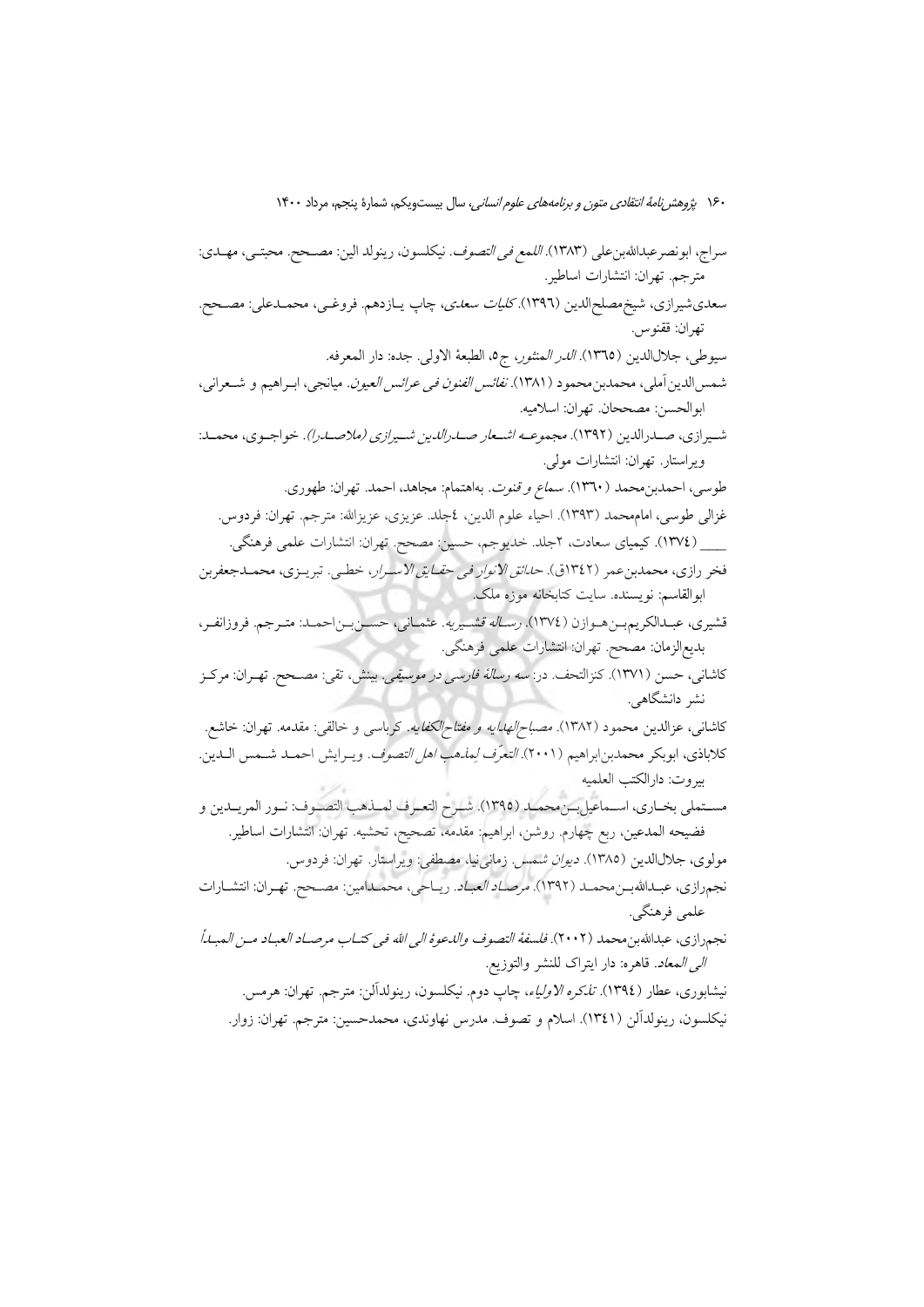سراج، ابونصرعبدالله‌بن‌علی (۱۳۸۳). *اللمع فی التصوف*. نیکلسون، رینولد الین: مصحح. محبتی، مهدی: مترجم. تهران: انتشارات اساطیر.

سعدی‌شیرازی، شیخ‌مصلح‌الدین (۱۳۹٦). *کلیات سعدی*، چاپ یازدهم. فروغی، محمدعلی: مصحح. تهران: ققنوس.

سیوطی، جلال‌الدین (۱۳٦٥). *الدر المنثور*، ج٥، الطبعة الاولی. جده: دار المعرفه.

شمس‌الدین آملی، محمدبن‌محمود (۱۳۸۱). *نفائس الفنون فی عرائس العیون*. میانجی، ابراهیم و شعرانی، ابوالحسن: مصححان. تهران: اسلامیه.

شیرازی، صدرالدین (۱۳۹۲). *مجموعه اشعار صدرالدین شیرازی (ملاصدرا)*. خواجوی، محمد: ویراستار. تهران: انتشارات مولی.

طوسی، احمدبن‌محمد (۱۳٦۰). *سماع و فتوت*. به‌اهتمام: مجاهد، احمد. تهران: طهوری.

غزالی طوسی، امام‌محمد (۱۳۹۳). احیاء علوم الدین، ٤جلد. عزیزی، عزیزالله: مترجم. تهران: فردوس.

\_\_\_\_ (۱۳۷٤). کیمیای سعادت، ۲جلد. خدیوجم، حسین: مصحح. تهران: انتشارات علمی فرهنگی.

فخر رازی، محمدبن‌عمر (۱۳٤۲ق). *حدائق الانوار فی حقایق الاسرار*، خطی. تبریزی، محمدجعفربن ابوالقاسم: نویسنده. سایت کتابخانه موزه ملک.

قشیری، عبدالکریم‌بن‌هوازن (۱۳۷٤). *رساله قشیریه*. عثمانی، حسن‌بن‌احمد: مترجم. فروزانفر، بدیع‌الزمان: مصحح. تهران: انتشارات علمی فرهنگی.

کاشانی، حسن (۱۳۷۱). کنزالتحف. در: *سه رساله فارسی در موسیقی*. بینش، تقی: مصحح. تهران: مرکز نشر دانشگاهی.

کاشانی، عزالدین محمود (۱۳۸۲). *مصباح‌الهدایه و مفتاح‌الکفایه*. کرباسی و خالقی: مقدمه. تهران: خاشع.

کلاباذی، ابوبکر محمدبن‌ابراهیم (۲۰۰۱). *التعرّف لمذهب اهل التصوف*. ویرایش احمد شمس الدین. بیروت: دارالکتب العلمیه

مستملی بخاری، اسماعیل‌بن‌محمد (۱۳۹٥). شرح التعرف لمذهب التصوف: نور المریدین و فضیحه المدعین، ربع چهارم. روشن، ابراهیم: مقدمه، تصحیح، تحشیه. تهران: انتشارات اساطیر.

مولوی، جلال‌الدین (۱۳۸٥). *دیوان شمس*. زمانی‌نیا، مصطفی: ویراستار. تهران: فردوس.

نجم‌رازی، عبدالله‌بن‌محمد (۱۳۹۲). *مرصاد العباد*. ریاحی، محمدامین: مصحح. تهران: انتشارات علمی فرهنگی.

نجم‌رازی، عبدالله‌بن‌محمد (۲۰۰۲). *فلسفة التصوف والدعوة الی الله فی کتاب مرصاد العباد من المبدأ الی المعاد*. قاهره: دار ایتراک للنشر والتوزیع.

نیشابوری، عطار (۱۳۹٤). *تذکره الاولیاء*، چاپ دوم. نیکلسون، رینولدآلن: مترجم. تهران: هرمس.

نیکلسون، رینولدآلن (۱۳٤۱). اسلام و تصوف. مدرس نهاوندی، محمدحسین: مترجم. تهران: زوار.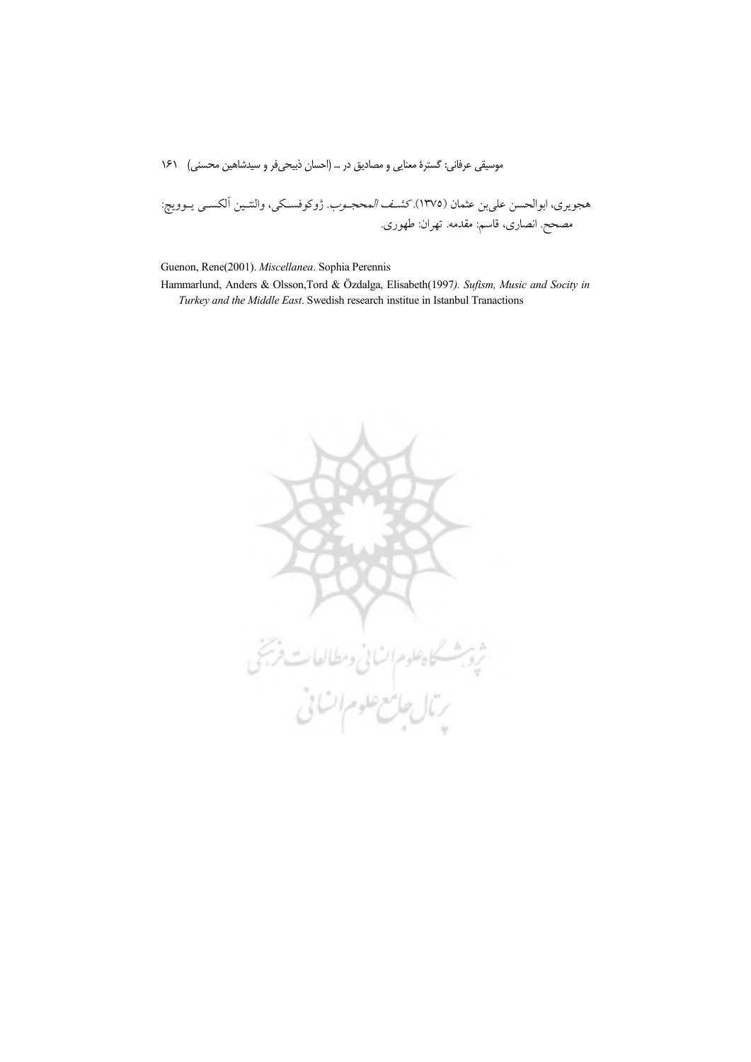هجویری، ابوالحسن علی‌بن عثمان (۱۳۷۵). *کشف المحجوب*. ژوکوفسکی، والنتین آلکسی یوویچ: مصحح. انصاری، قاسم: مقدمه. تهران: طهوری.

Guenon, Rene(2001). *Miscellanea*. Sophia Perennis

Hammarlund, Anders & Olsson,Tord & Özdalga, Elisabeth(1997*). Sufism, Music and Socity in Turkey and the Middle East*. Swedish research institue in Istanbul Tranactions